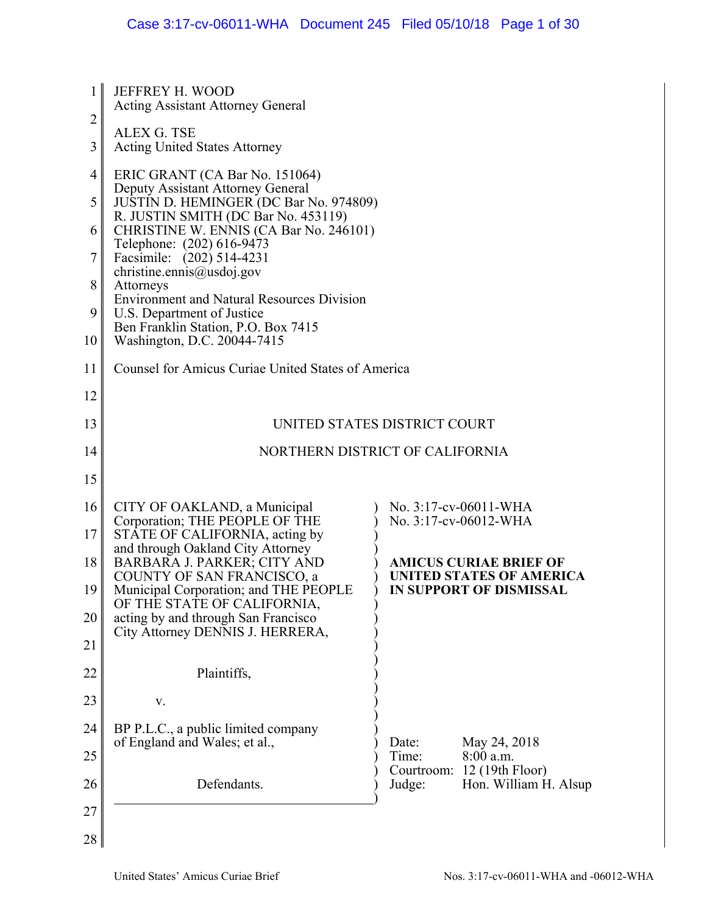JEFFREY H. WOOD
Acting Assistant Attorney General

ALEX G. TSE
Acting United States Attorney

ERIC GRANT (CA Bar No. 151064)
Deputy Assistant Attorney General
JUSTIN D. HEMINGER (DC Bar No. 974809)
R. JUSTIN SMITH (DC Bar No. 453119)
CHRISTINE W. ENNIS (CA Bar No. 246101)
Telephone: (202) 616-9473
Facsimile: (202) 514-4231
christine.ennis@usdoj.gov
Attorneys
Environment and Natural Resources Division
U.S. Department of Justice
Ben Franklin Station, P.O. Box 7415
Washington, D.C. 20044-7415

Counsel for Amicus Curiae United States of America

UNITED STATES DISTRICT COURT

NORTHERN DISTRICT OF CALIFORNIA

CITY OF OAKLAND, a Municipal Corporation; THE PEOPLE OF THE STATE OF CALIFORNIA, acting by and through Oakland City Attorney BARBARA J. PARKER; CITY AND COUNTY OF SAN FRANCISCO, a Municipal Corporation; and THE PEOPLE OF THE STATE OF CALIFORNIA, acting by and through San Francisco City Attorney DENNIS J. HERRERA,

Plaintiffs,

v.

BP P.L.C., a public limited company of England and Wales; et al.,

Defendants.

No. 3:17-cv-06011-WHA
No. 3:17-cv-06012-WHA

**AMICUS CURIAE BRIEF OF UNITED STATES OF AMERICA IN SUPPORT OF DISMISSAL**

Date: May 24, 2018
Time: 8:00 a.m.
Courtroom: 12 (19th Floor)
Judge: Hon. William H. Alsup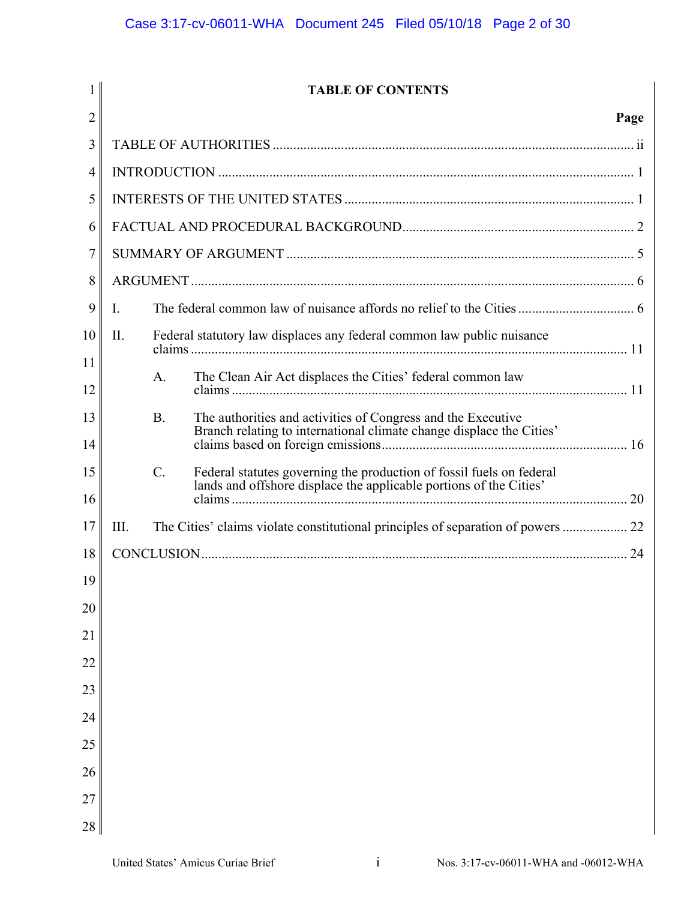## TABLE OF CONTENTS

| | Page |
|---|---|
| TABLE OF AUTHORITIES | ii |
| INTRODUCTION | 1 |
| INTERESTS OF THE UNITED STATES | 1 |
| FACTUAL AND PROCEDURAL BACKGROUND | 2 |
| SUMMARY OF ARGUMENT | 5 |
| ARGUMENT | 6 |
| I. The federal common law of nuisance affords no relief to the Cities | 6 |
| II. Federal statutory law displaces any federal common law public nuisance claims | 11 |
| A. The Clean Air Act displaces the Cities' federal common law claims | 11 |
| B. The authorities and activities of Congress and the Executive Branch relating to international climate change displace the Cities' claims based on foreign emissions | 16 |
| C. Federal statutes governing the production of fossil fuels on federal lands and offshore displace the applicable portions of the Cities' claims | 20 |
| III. The Cities' claims violate constitutional principles of separation of powers | 22 |
| CONCLUSION | 24 |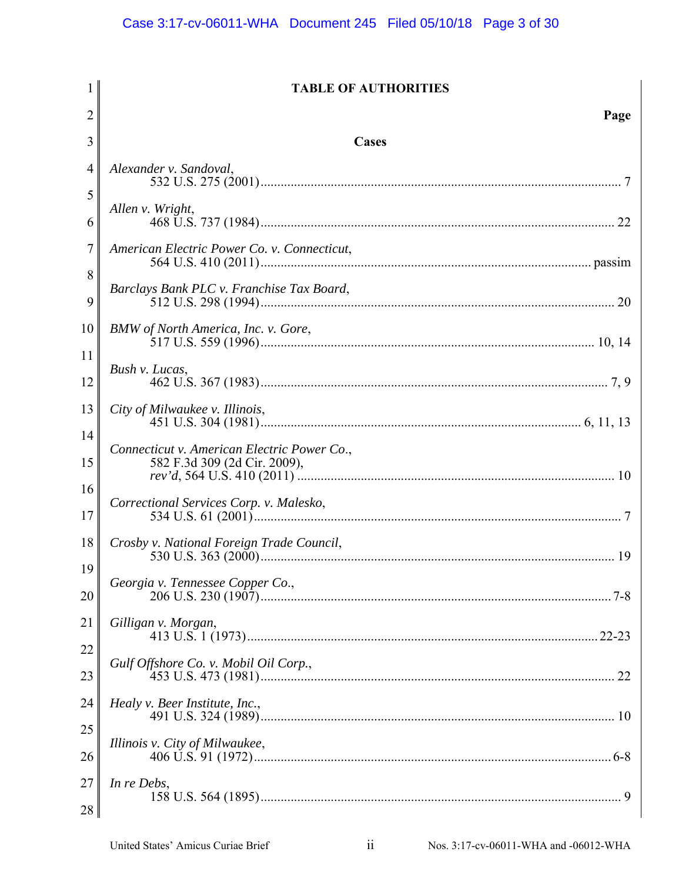## TABLE OF AUTHORITIES

**Page**

### Cases

*Alexander v. Sandoval*,
532 U.S. 275 (2001) ... 7

*Allen v. Wright*,
468 U.S. 737 (1984) ... 22

*American Electric Power Co. v. Connecticut*,
564 U.S. 410 (2011) ... passim

*Barclays Bank PLC v. Franchise Tax Board*,
512 U.S. 298 (1994) ... 20

*BMW of North America, Inc. v. Gore*,
517 U.S. 559 (1996) ... 10, 14

*Bush v. Lucas*,
462 U.S. 367 (1983) ... 7, 9

*City of Milwaukee v. Illinois*,
451 U.S. 304 (1981) ... 6, 11, 13

*Connecticut v. American Electric Power Co.*,
582 F.3d 309 (2d Cir. 2009),
*rev'd*, 564 U.S. 410 (2011) ... 10

*Correctional Services Corp. v. Malesko*,
534 U.S. 61 (2001) ... 7

*Crosby v. National Foreign Trade Council*,
530 U.S. 363 (2000) ... 19

*Georgia v. Tennessee Copper Co.*,
206 U.S. 230 (1907) ... 7-8

*Gilligan v. Morgan*,
413 U.S. 1 (1973) ... 22-23

*Gulf Offshore Co. v. Mobil Oil Corp.*,
453 U.S. 473 (1981) ... 22

*Healy v. Beer Institute, Inc.*,
491 U.S. 324 (1989) ... 10

*Illinois v. City of Milwaukee*,
406 U.S. 91 (1972) ... 6-8

*In re Debs*,
158 U.S. 564 (1895) ... 9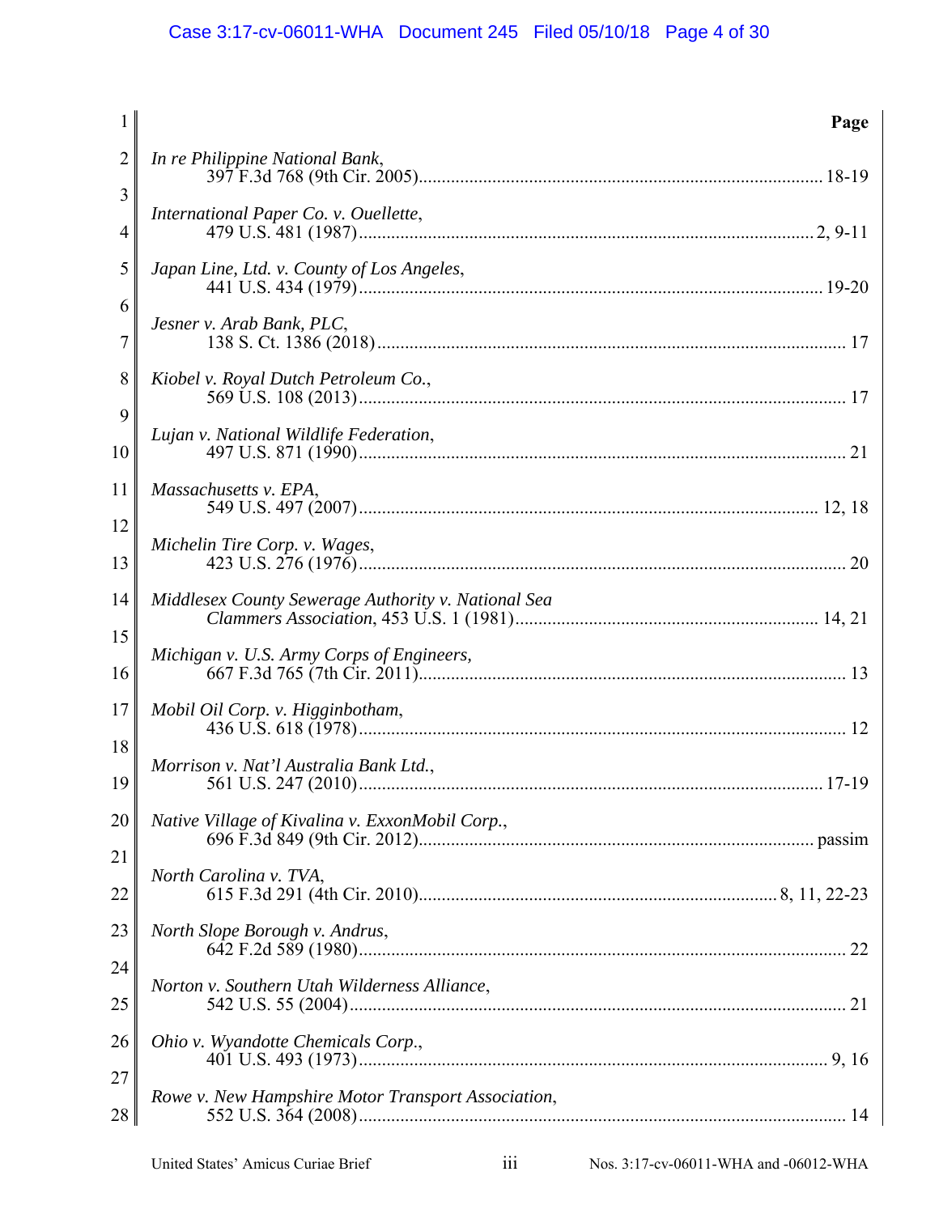**Page**

*In re Philippine National Bank*, 397 F.3d 768 (9th Cir. 2005) ........ 18-19

*International Paper Co. v. Ouellette*, 479 U.S. 481 (1987) ........ 2, 9-11

*Japan Line, Ltd. v. County of Los Angeles*, 441 U.S. 434 (1979) ........ 19-20

*Jesner v. Arab Bank, PLC*, 138 S. Ct. 1386 (2018) ........ 17

*Kiobel v. Royal Dutch Petroleum Co.*, 569 U.S. 108 (2013) ........ 17

*Lujan v. National Wildlife Federation*, 497 U.S. 871 (1990) ........ 21

*Massachusetts v. EPA*, 549 U.S. 497 (2007) ........ 12, 18

*Michelin Tire Corp. v. Wages*, 423 U.S. 276 (1976) ........ 20

*Middlesex County Sewerage Authority v. National Sea Clammers Association*, 453 U.S. 1 (1981) ........ 14, 21

*Michigan v. U.S. Army Corps of Engineers*, 667 F.3d 765 (7th Cir. 2011) ........ 13

*Mobil Oil Corp. v. Higginbotham*, 436 U.S. 618 (1978) ........ 12

*Morrison v. Nat'l Australia Bank Ltd.*, 561 U.S. 247 (2010) ........ 17-19

*Native Village of Kivalina v. ExxonMobil Corp.*, 696 F.3d 849 (9th Cir. 2012) ........ passim

*North Carolina v. TVA*, 615 F.3d 291 (4th Cir. 2010) ........ 8, 11, 22-23

*North Slope Borough v. Andrus*, 642 F.2d 589 (1980) ........ 22

*Norton v. Southern Utah Wilderness Alliance*, 542 U.S. 55 (2004) ........ 21

*Ohio v. Wyandotte Chemicals Corp.*, 401 U.S. 493 (1973) ........ 9, 16

*Rowe v. New Hampshire Motor Transport Association*, 552 U.S. 364 (2008) ........ 14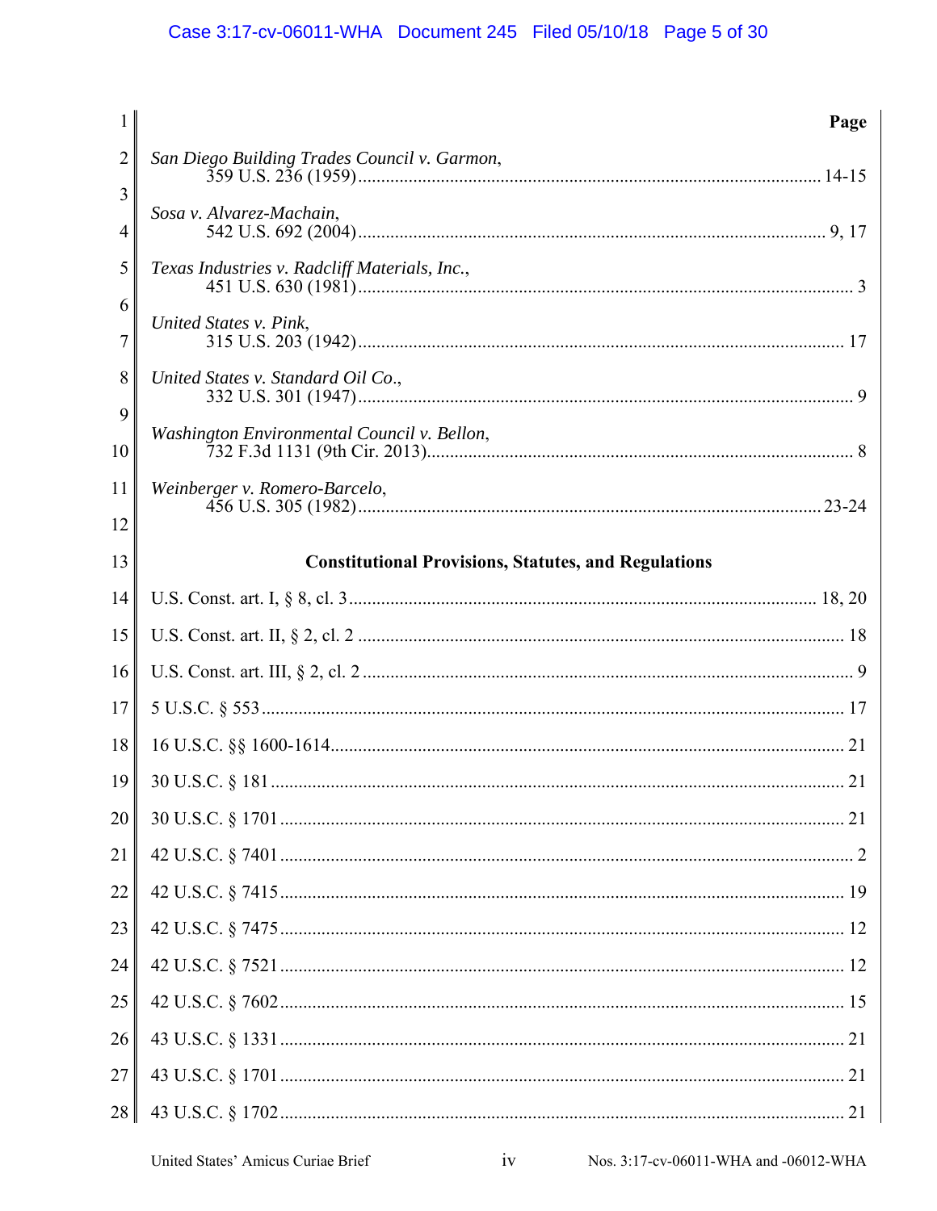**Page**

*San Diego Building Trades Council v. Garmon*,
359 U.S. 236 (1959) .......... 14-15

*Sosa v. Alvarez-Machain*,
542 U.S. 692 (2004) .......... 9, 17

*Texas Industries v. Radcliff Materials, Inc.*,
451 U.S. 630 (1981) .......... 3

*United States v. Pink*,
315 U.S. 203 (1942) .......... 17

*United States v. Standard Oil Co*.,
332 U.S. 301 (1947) .......... 9

*Washington Environmental Council v. Bellon*,
732 F.3d 1131 (9th Cir. 2013) .......... 8

*Weinberger v. Romero-Barcelo*,
456 U.S. 305 (1982) .......... 23-24

**Constitutional Provisions, Statutes, and Regulations**

U.S. Const. art. I, § 8, cl. 3 .......... 18, 20

U.S. Const. art. II, § 2, cl. 2 .......... 18

U.S. Const. art. III, § 2, cl. 2 .......... 9

5 U.S.C. § 553 .......... 17

16 U.S.C. §§ 1600-1614 .......... 21

30 U.S.C. § 181 .......... 21

30 U.S.C. § 1701 .......... 21

42 U.S.C. § 7401 .......... 2

42 U.S.C. § 7415 .......... 19

42 U.S.C. § 7475 .......... 12

42 U.S.C. § 7521 .......... 12

42 U.S.C. § 7602 .......... 15

43 U.S.C. § 1331 .......... 21

43 U.S.C. § 1701 .......... 21

43 U.S.C. § 1702 .......... 21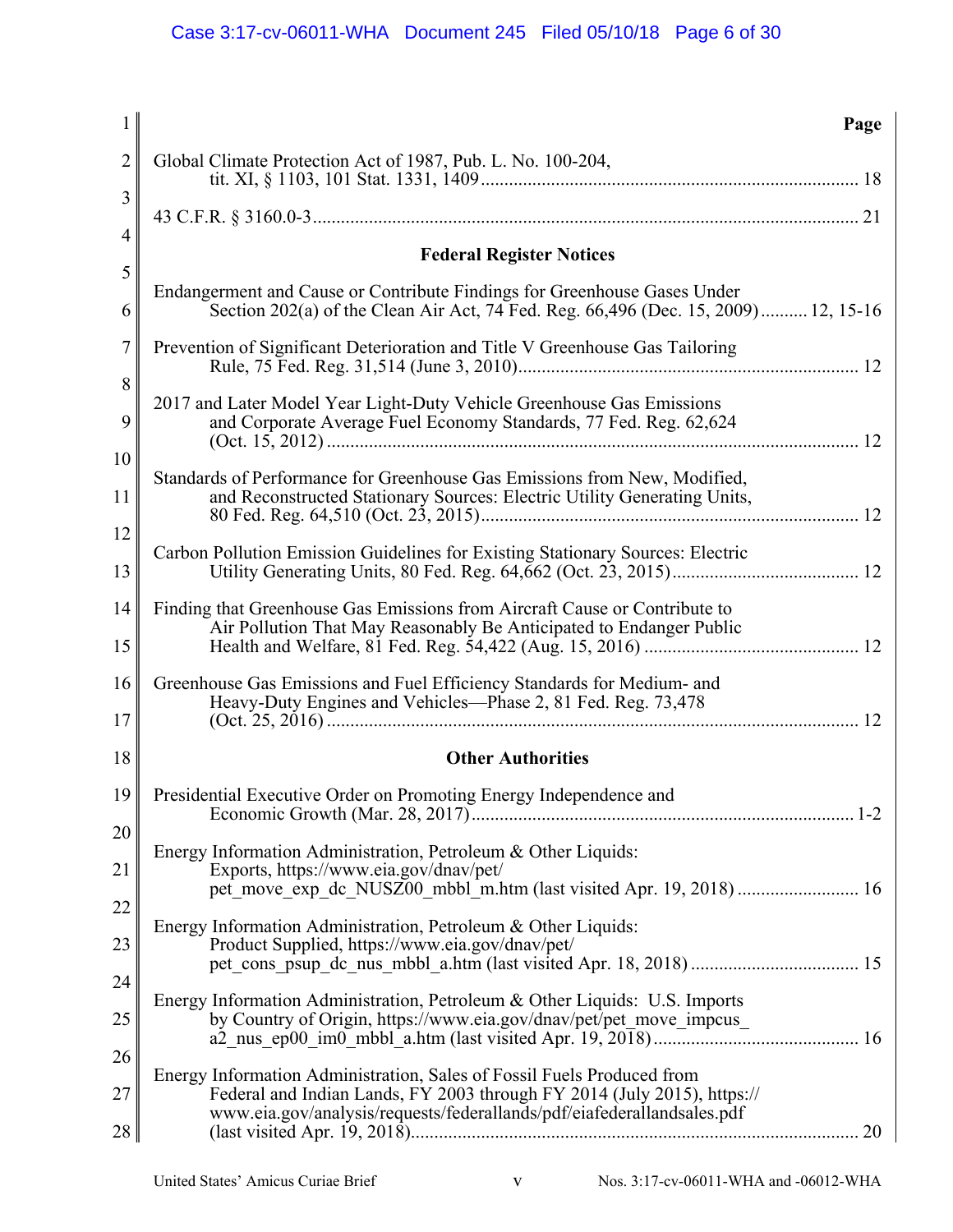**Page**

Global Climate Protection Act of 1987, Pub. L. No. 100-204, tit. XI, § 1103, 101 Stat. 1331, 1409 ........................................................................................ 18

43 C.F.R. § 3160.0-3 ........................................................................................................ 21

**Federal Register Notices**

Endangerment and Cause or Contribute Findings for Greenhouse Gases Under Section 202(a) of the Clean Air Act, 74 Fed. Reg. 66,496 (Dec. 15, 2009) .......... 12, 15-16

Prevention of Significant Deterioration and Title V Greenhouse Gas Tailoring Rule, 75 Fed. Reg. 31,514 (June 3, 2010) ........................................................................ 12

2017 and Later Model Year Light-Duty Vehicle Greenhouse Gas Emissions and Corporate Average Fuel Economy Standards, 77 Fed. Reg. 62,624 (Oct. 15, 2012) ................................................................................................................ 12

Standards of Performance for Greenhouse Gas Emissions from New, Modified, and Reconstructed Stationary Sources: Electric Utility Generating Units, 80 Fed. Reg. 64,510 (Oct. 23, 2015) ................................................................................ 12

Carbon Pollution Emission Guidelines for Existing Stationary Sources: Electric Utility Generating Units, 80 Fed. Reg. 64,662 (Oct. 23, 2015) ........................................ 12

Finding that Greenhouse Gas Emissions from Aircraft Cause or Contribute to Air Pollution That May Reasonably Be Anticipated to Endanger Public Health and Welfare, 81 Fed. Reg. 54,422 (Aug. 15, 2016) ............................................. 12

Greenhouse Gas Emissions and Fuel Efficiency Standards for Medium- and Heavy-Duty Engines and Vehicles—Phase 2, 81 Fed. Reg. 73,478 (Oct. 25, 2016) ................................................................................................................ 12

**Other Authorities**

Presidential Executive Order on Promoting Energy Independence and Economic Growth (Mar. 28, 2017) ................................................................................. 1-2

Energy Information Administration, Petroleum & Other Liquids: Exports, https://www.eia.gov/dnav/pet/pet_move_exp_dc_NUSZ00_mbbl_m.htm (last visited Apr. 19, 2018) .......................... 16

Energy Information Administration, Petroleum & Other Liquids: Product Supplied, https://www.eia.gov/dnav/pet/pet_cons_psup_dc_nus_mbbl_a.htm (last visited Apr. 18, 2018) .................................... 15

Energy Information Administration, Petroleum & Other Liquids: U.S. Imports by Country of Origin, https://www.eia.gov/dnav/pet/pet_move_impcus_a2_nus_ep00_im0_mbbl_a.htm (last visited Apr. 19, 2018) ........................................... 16

Energy Information Administration, Sales of Fossil Fuels Produced from Federal and Indian Lands, FY 2003 through FY 2014 (July 2015), https://www.eia.gov/analysis/requests/federallands/pdf/eiafederallandsales.pdf (last visited Apr. 19, 2018) .............................................................................................. 20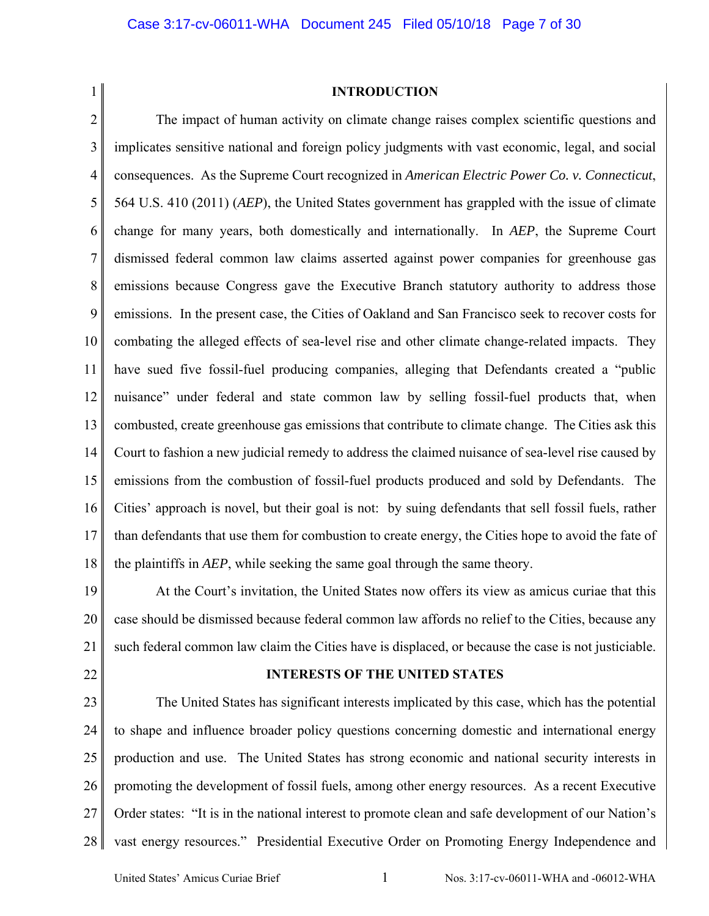## INTRODUCTION

The impact of human activity on climate change raises complex scientific questions and implicates sensitive national and foreign policy judgments with vast economic, legal, and social consequences. As the Supreme Court recognized in *American Electric Power Co. v. Connecticut*, 564 U.S. 410 (2011) (*AEP*), the United States government has grappled with the issue of climate change for many years, both domestically and internationally. In *AEP*, the Supreme Court dismissed federal common law claims asserted against power companies for greenhouse gas emissions because Congress gave the Executive Branch statutory authority to address those emissions. In the present case, the Cities of Oakland and San Francisco seek to recover costs for combating the alleged effects of sea-level rise and other climate change-related impacts. They have sued five fossil-fuel producing companies, alleging that Defendants created a "public nuisance" under federal and state common law by selling fossil-fuel products that, when combusted, create greenhouse gas emissions that contribute to climate change. The Cities ask this Court to fashion a new judicial remedy to address the claimed nuisance of sea-level rise caused by emissions from the combustion of fossil-fuel products produced and sold by Defendants. The Cities' approach is novel, but their goal is not: by suing defendants that sell fossil fuels, rather than defendants that use them for combustion to create energy, the Cities hope to avoid the fate of the plaintiffs in *AEP*, while seeking the same goal through the same theory.

At the Court's invitation, the United States now offers its view as amicus curiae that this case should be dismissed because federal common law affords no relief to the Cities, because any such federal common law claim the Cities have is displaced, or because the case is not justiciable.

## INTERESTS OF THE UNITED STATES

The United States has significant interests implicated by this case, which has the potential to shape and influence broader policy questions concerning domestic and international energy production and use. The United States has strong economic and national security interests in promoting the development of fossil fuels, among other energy resources. As a recent Executive Order states: "It is in the national interest to promote clean and safe development of our Nation's vast energy resources." Presidential Executive Order on Promoting Energy Independence and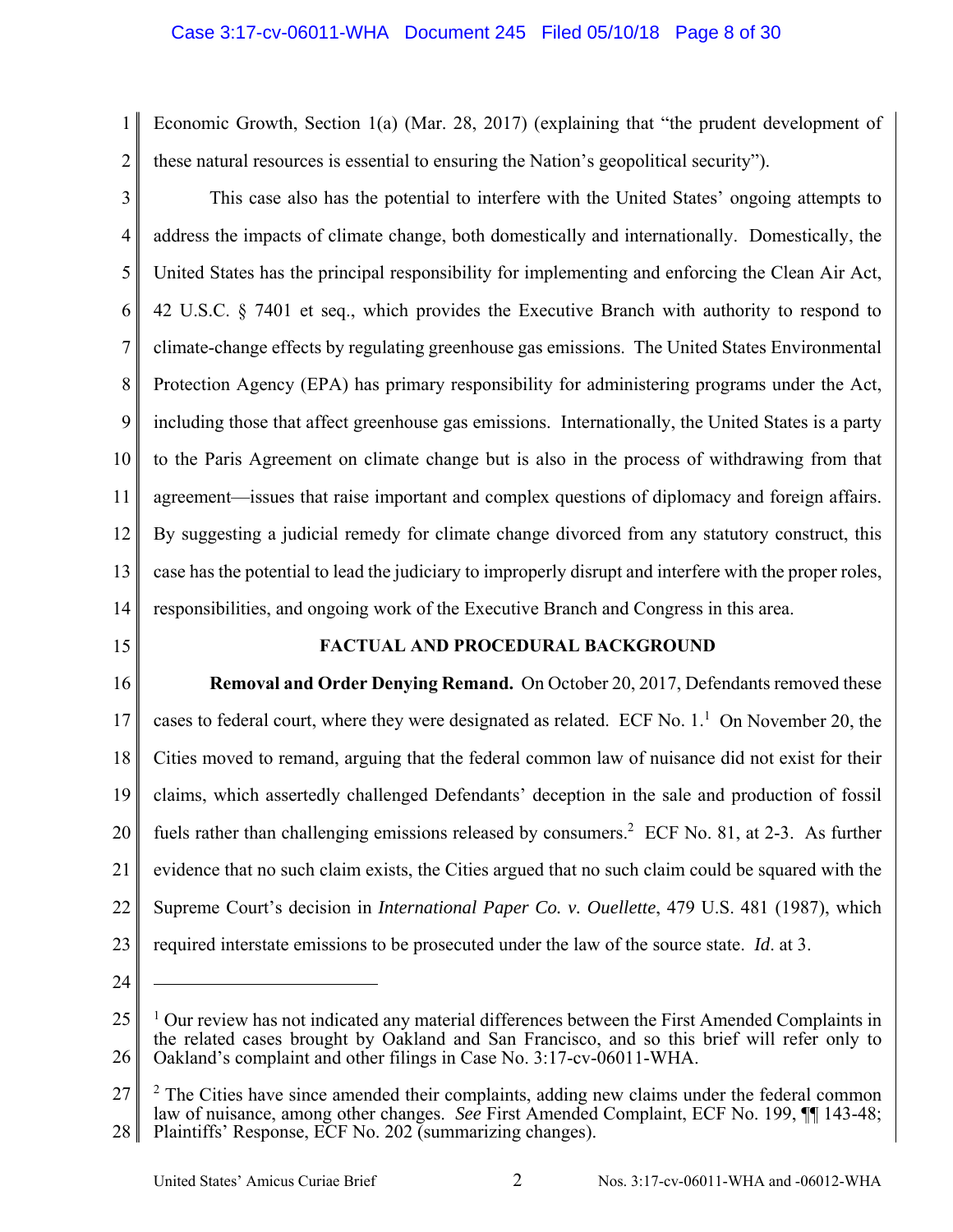Economic Growth, Section 1(a) (Mar. 28, 2017) (explaining that "the prudent development of these natural resources is essential to ensuring the Nation's geopolitical security").

This case also has the potential to interfere with the United States' ongoing attempts to address the impacts of climate change, both domestically and internationally. Domestically, the United States has the principal responsibility for implementing and enforcing the Clean Air Act, 42 U.S.C. § 7401 et seq., which provides the Executive Branch with authority to respond to climate-change effects by regulating greenhouse gas emissions. The United States Environmental Protection Agency (EPA) has primary responsibility for administering programs under the Act, including those that affect greenhouse gas emissions. Internationally, the United States is a party to the Paris Agreement on climate change but is also in the process of withdrawing from that agreement—issues that raise important and complex questions of diplomacy and foreign affairs. By suggesting a judicial remedy for climate change divorced from any statutory construct, this case has the potential to lead the judiciary to improperly disrupt and interfere with the proper roles, responsibilities, and ongoing work of the Executive Branch and Congress in this area.

## FACTUAL AND PROCEDURAL BACKGROUND

**Removal and Order Denying Remand.** On October 20, 2017, Defendants removed these cases to federal court, where they were designated as related. ECF No. 1.[1] On November 20, the Cities moved to remand, arguing that the federal common law of nuisance did not exist for their claims, which assertedly challenged Defendants' deception in the sale and production of fossil fuels rather than challenging emissions released by consumers.[2] ECF No. 81, at 2-3. As further evidence that no such claim exists, the Cities argued that no such claim could be squared with the Supreme Court's decision in *International Paper Co. v. Ouellette*, 479 U.S. 481 (1987), which required interstate emissions to be prosecuted under the law of the source state. *Id*. at 3.

---

[1] Our review has not indicated any material differences between the First Amended Complaints in the related cases brought by Oakland and San Francisco, and so this brief will refer only to Oakland's complaint and other filings in Case No. 3:17-cv-06011-WHA.

[2] The Cities have since amended their complaints, adding new claims under the federal common law of nuisance, among other changes. *See* First Amended Complaint, ECF No. 199, ¶¶ 143-48; Plaintiffs' Response, ECF No. 202 (summarizing changes).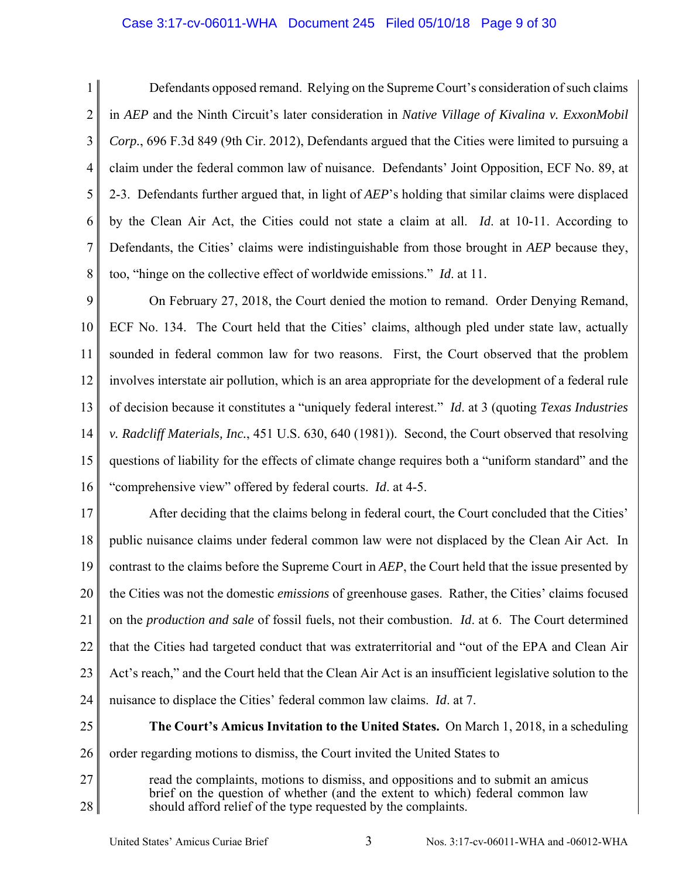Defendants opposed remand. Relying on the Supreme Court's consideration of such claims in *AEP* and the Ninth Circuit's later consideration in *Native Village of Kivalina v. ExxonMobil Corp.*, 696 F.3d 849 (9th Cir. 2012), Defendants argued that the Cities were limited to pursuing a claim under the federal common law of nuisance. Defendants' Joint Opposition, ECF No. 89, at 2-3. Defendants further argued that, in light of *AEP*'s holding that similar claims were displaced by the Clean Air Act, the Cities could not state a claim at all. *Id*. at 10-11. According to Defendants, the Cities' claims were indistinguishable from those brought in *AEP* because they, too, "hinge on the collective effect of worldwide emissions." *Id*. at 11.

On February 27, 2018, the Court denied the motion to remand. Order Denying Remand, ECF No. 134. The Court held that the Cities' claims, although pled under state law, actually sounded in federal common law for two reasons. First, the Court observed that the problem involves interstate air pollution, which is an area appropriate for the development of a federal rule of decision because it constitutes a "uniquely federal interest." *Id*. at 3 (quoting *Texas Industries v. Radcliff Materials, Inc.*, 451 U.S. 630, 640 (1981)). Second, the Court observed that resolving questions of liability for the effects of climate change requires both a "uniform standard" and the "comprehensive view" offered by federal courts. *Id*. at 4-5.

After deciding that the claims belong in federal court, the Court concluded that the Cities' public nuisance claims under federal common law were not displaced by the Clean Air Act. In contrast to the claims before the Supreme Court in *AEP*, the Court held that the issue presented by the Cities was not the domestic *emissions* of greenhouse gases. Rather, the Cities' claims focused on the *production and sale* of fossil fuels, not their combustion. *Id*. at 6. The Court determined that the Cities had targeted conduct that was extraterritorial and "out of the EPA and Clean Air Act's reach," and the Court held that the Clean Air Act is an insufficient legislative solution to the nuisance to displace the Cities' federal common law claims. *Id*. at 7.

**The Court's Amicus Invitation to the United States.** On March 1, 2018, in a scheduling order regarding motions to dismiss, the Court invited the United States to

> read the complaints, motions to dismiss, and oppositions and to submit an amicus brief on the question of whether (and the extent to which) federal common law should afford relief of the type requested by the complaints.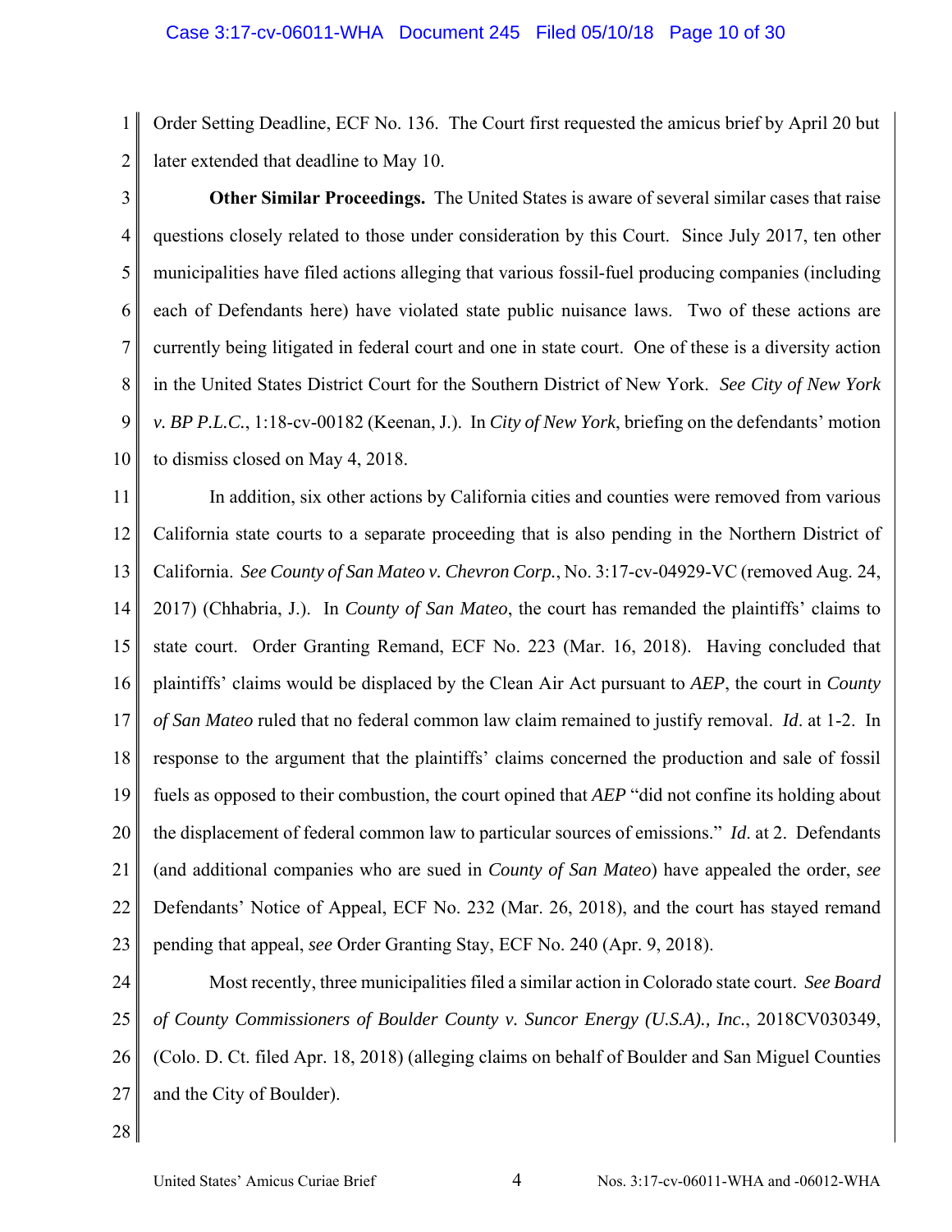Order Setting Deadline, ECF No. 136. The Court first requested the amicus brief by April 20 but later extended that deadline to May 10.

**Other Similar Proceedings.** The United States is aware of several similar cases that raise questions closely related to those under consideration by this Court. Since July 2017, ten other municipalities have filed actions alleging that various fossil-fuel producing companies (including each of Defendants here) have violated state public nuisance laws. Two of these actions are currently being litigated in federal court and one in state court. One of these is a diversity action in the United States District Court for the Southern District of New York. *See City of New York v. BP P.L.C.*, 1:18-cv-00182 (Keenan, J.). In *City of New York*, briefing on the defendants' motion to dismiss closed on May 4, 2018.

In addition, six other actions by California cities and counties were removed from various California state courts to a separate proceeding that is also pending in the Northern District of California. *See County of San Mateo v. Chevron Corp.*, No. 3:17-cv-04929-VC (removed Aug. 24, 2017) (Chhabria, J.). In *County of San Mateo*, the court has remanded the plaintiffs' claims to state court. Order Granting Remand, ECF No. 223 (Mar. 16, 2018). Having concluded that plaintiffs' claims would be displaced by the Clean Air Act pursuant to *AEP*, the court in *County of San Mateo* ruled that no federal common law claim remained to justify removal. *Id*. at 1-2. In response to the argument that the plaintiffs' claims concerned the production and sale of fossil fuels as opposed to their combustion, the court opined that *AEP* "did not confine its holding about the displacement of federal common law to particular sources of emissions." *Id*. at 2. Defendants (and additional companies who are sued in *County of San Mateo*) have appealed the order, *see* Defendants' Notice of Appeal, ECF No. 232 (Mar. 26, 2018), and the court has stayed remand pending that appeal, *see* Order Granting Stay, ECF No. 240 (Apr. 9, 2018).

Most recently, three municipalities filed a similar action in Colorado state court. *See Board of County Commissioners of Boulder County v. Suncor Energy (U.S.A)., Inc.*, 2018CV030349, (Colo. D. Ct. filed Apr. 18, 2018) (alleging claims on behalf of Boulder and San Miguel Counties and the City of Boulder).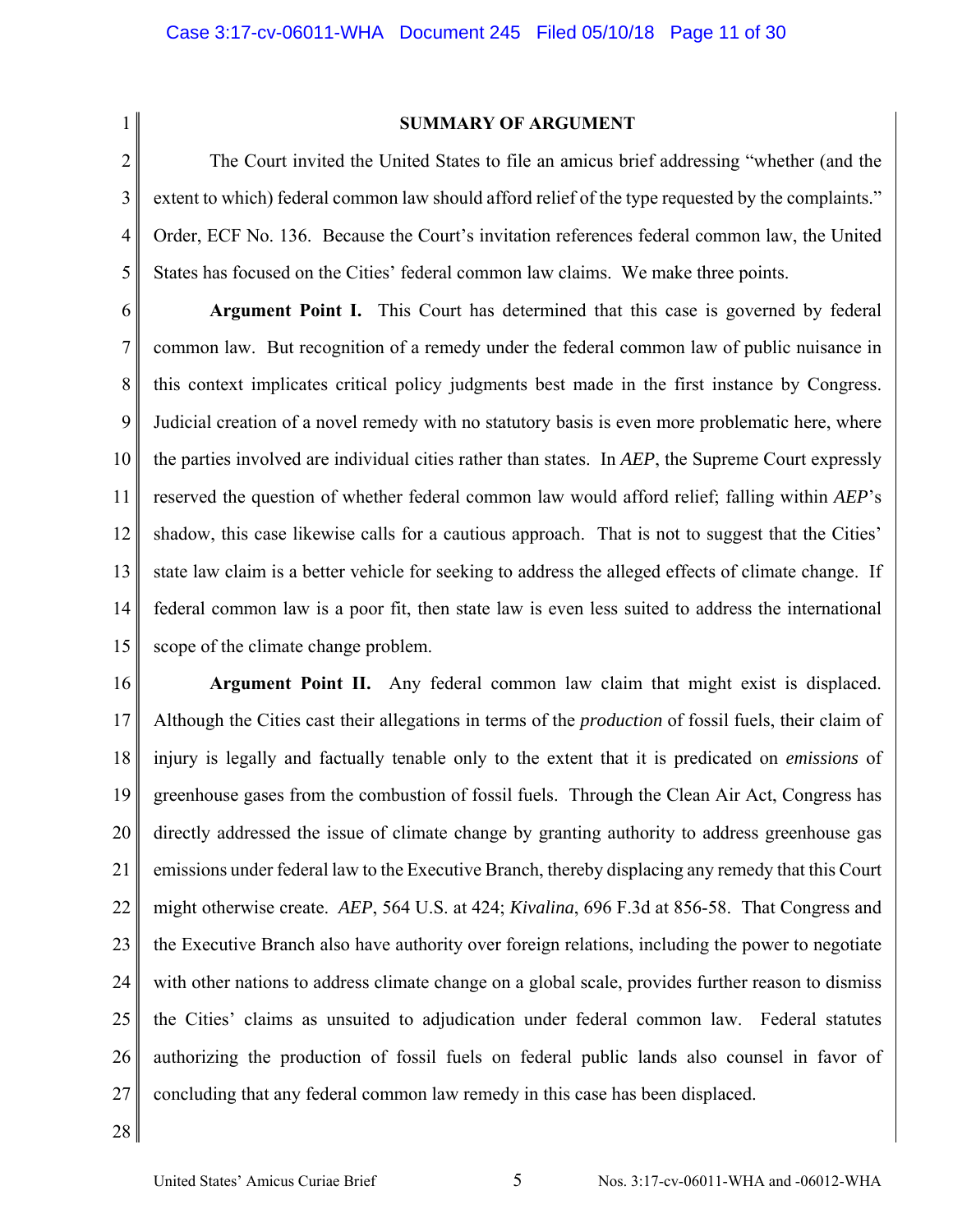## SUMMARY OF ARGUMENT

The Court invited the United States to file an amicus brief addressing "whether (and the extent to which) federal common law should afford relief of the type requested by the complaints." Order, ECF No. 136. Because the Court's invitation references federal common law, the United States has focused on the Cities' federal common law claims. We make three points.

**Argument Point I.** This Court has determined that this case is governed by federal common law. But recognition of a remedy under the federal common law of public nuisance in this context implicates critical policy judgments best made in the first instance by Congress. Judicial creation of a novel remedy with no statutory basis is even more problematic here, where the parties involved are individual cities rather than states. In *AEP*, the Supreme Court expressly reserved the question of whether federal common law would afford relief; falling within *AEP*'s shadow, this case likewise calls for a cautious approach. That is not to suggest that the Cities' state law claim is a better vehicle for seeking to address the alleged effects of climate change. If federal common law is a poor fit, then state law is even less suited to address the international scope of the climate change problem.

**Argument Point II.** Any federal common law claim that might exist is displaced. Although the Cities cast their allegations in terms of the *production* of fossil fuels, their claim of injury is legally and factually tenable only to the extent that it is predicated on *emissions* of greenhouse gases from the combustion of fossil fuels. Through the Clean Air Act, Congress has directly addressed the issue of climate change by granting authority to address greenhouse gas emissions under federal law to the Executive Branch, thereby displacing any remedy that this Court might otherwise create. *AEP*, 564 U.S. at 424; *Kivalina*, 696 F.3d at 856-58. That Congress and the Executive Branch also have authority over foreign relations, including the power to negotiate with other nations to address climate change on a global scale, provides further reason to dismiss the Cities' claims as unsuited to adjudication under federal common law. Federal statutes authorizing the production of fossil fuels on federal public lands also counsel in favor of concluding that any federal common law remedy in this case has been displaced.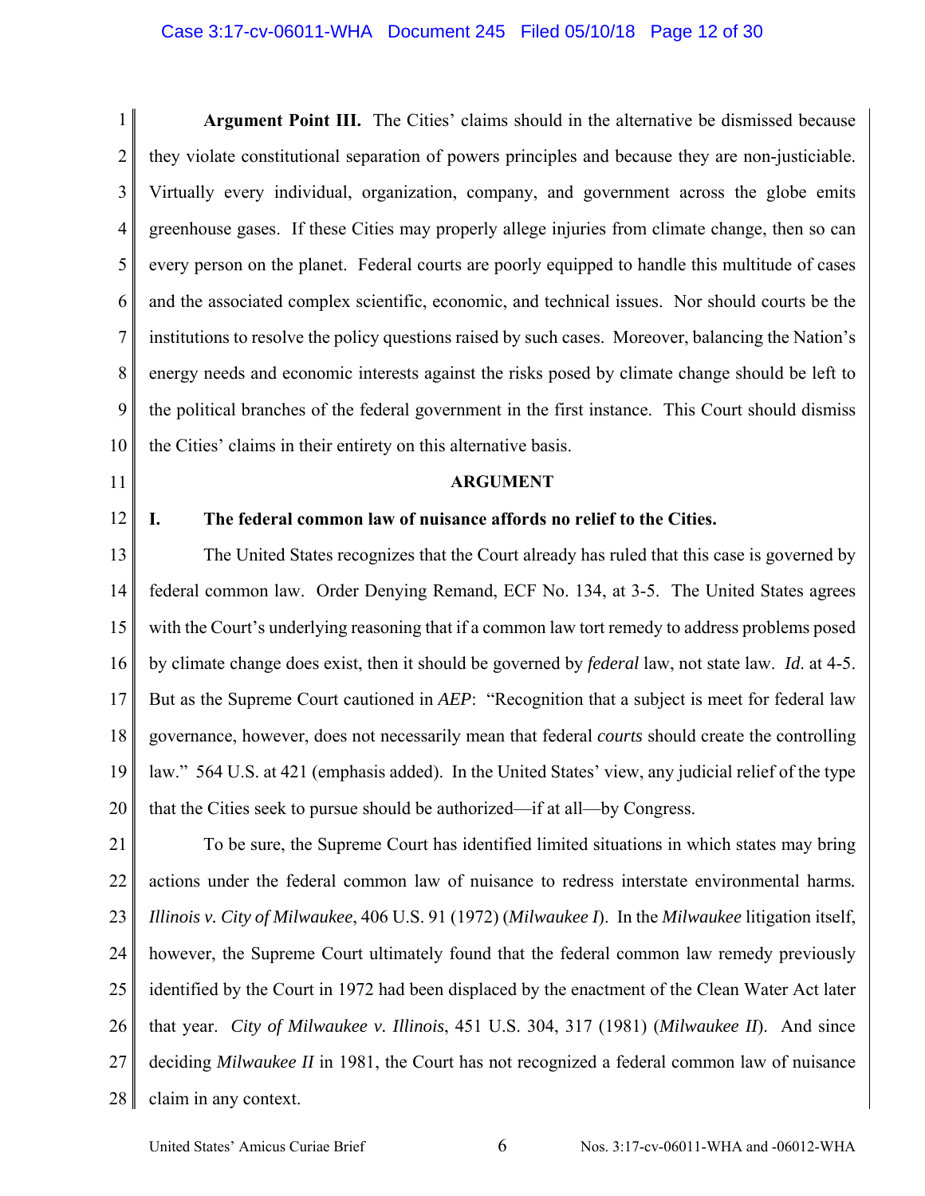**Argument Point III.** The Cities' claims should in the alternative be dismissed because they violate constitutional separation of powers principles and because they are non-justiciable. Virtually every individual, organization, company, and government across the globe emits greenhouse gases. If these Cities may properly allege injuries from climate change, then so can every person on the planet. Federal courts are poorly equipped to handle this multitude of cases and the associated complex scientific, economic, and technical issues. Nor should courts be the institutions to resolve the policy questions raised by such cases. Moreover, balancing the Nation's energy needs and economic interests against the risks posed by climate change should be left to the political branches of the federal government in the first instance. This Court should dismiss the Cities' claims in their entirety on this alternative basis.

## ARGUMENT

### I. The federal common law of nuisance affords no relief to the Cities.

The United States recognizes that the Court already has ruled that this case is governed by federal common law. Order Denying Remand, ECF No. 134, at 3-5. The United States agrees with the Court's underlying reasoning that if a common law tort remedy to address problems posed by climate change does exist, then it should be governed by *federal* law, not state law. *Id*. at 4-5. But as the Supreme Court cautioned in *AEP*: "Recognition that a subject is meet for federal law governance, however, does not necessarily mean that federal *courts* should create the controlling law." 564 U.S. at 421 (emphasis added). In the United States' view, any judicial relief of the type that the Cities seek to pursue should be authorized—if at all—by Congress.

To be sure, the Supreme Court has identified limited situations in which states may bring actions under the federal common law of nuisance to redress interstate environmental harms. *Illinois v. City of Milwaukee*, 406 U.S. 91 (1972) (*Milwaukee I*). In the *Milwaukee* litigation itself, however, the Supreme Court ultimately found that the federal common law remedy previously identified by the Court in 1972 had been displaced by the enactment of the Clean Water Act later that year. *City of Milwaukee v. Illinois*, 451 U.S. 304, 317 (1981) (*Milwaukee II*). And since deciding *Milwaukee II* in 1981, the Court has not recognized a federal common law of nuisance claim in any context.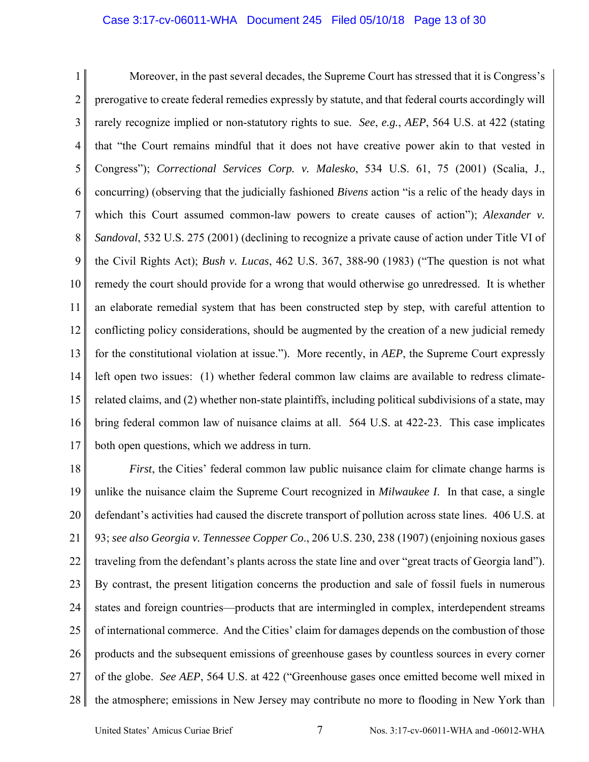Moreover, in the past several decades, the Supreme Court has stressed that it is Congress's prerogative to create federal remedies expressly by statute, and that federal courts accordingly will rarely recognize implied or non-statutory rights to sue. *See*, *e.g.*, *AEP*, 564 U.S. at 422 (stating that "the Court remains mindful that it does not have creative power akin to that vested in Congress"); *Correctional Services Corp. v. Malesko*, 534 U.S. 61, 75 (2001) (Scalia, J., concurring) (observing that the judicially fashioned *Bivens* action "is a relic of the heady days in which this Court assumed common-law powers to create causes of action"); *Alexander v. Sandoval*, 532 U.S. 275 (2001) (declining to recognize a private cause of action under Title VI of the Civil Rights Act); *Bush v. Lucas*, 462 U.S. 367, 388-90 (1983) ("The question is not what remedy the court should provide for a wrong that would otherwise go unredressed. It is whether an elaborate remedial system that has been constructed step by step, with careful attention to conflicting policy considerations, should be augmented by the creation of a new judicial remedy for the constitutional violation at issue."). More recently, in *AEP*, the Supreme Court expressly left open two issues: (1) whether federal common law claims are available to redress climate-related claims, and (2) whether non-state plaintiffs, including political subdivisions of a state, may bring federal common law of nuisance claims at all. 564 U.S. at 422-23. This case implicates both open questions, which we address in turn.

*First*, the Cities' federal common law public nuisance claim for climate change harms is unlike the nuisance claim the Supreme Court recognized in *Milwaukee I*. In that case, a single defendant's activities had caused the discrete transport of pollution across state lines. 406 U.S. at 93; *see also Georgia v. Tennessee Copper Co*., 206 U.S. 230, 238 (1907) (enjoining noxious gases traveling from the defendant's plants across the state line and over "great tracts of Georgia land"). By contrast, the present litigation concerns the production and sale of fossil fuels in numerous states and foreign countries—products that are intermingled in complex, interdependent streams of international commerce. And the Cities' claim for damages depends on the combustion of those products and the subsequent emissions of greenhouse gases by countless sources in every corner of the globe. *See AEP*, 564 U.S. at 422 ("Greenhouse gases once emitted become well mixed in the atmosphere; emissions in New Jersey may contribute no more to flooding in New York than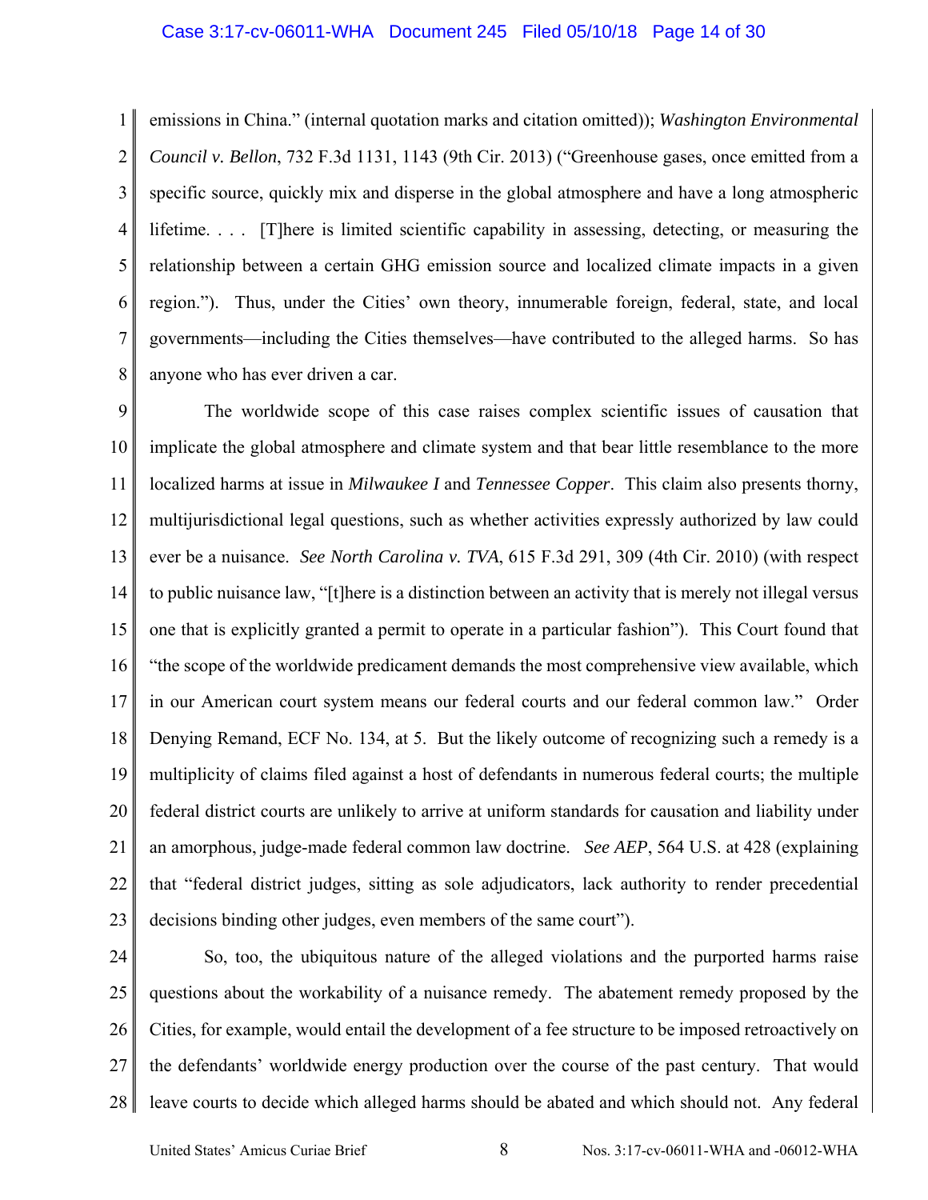emissions in China." (internal quotation marks and citation omitted)); *Washington Environmental Council v. Bellon*, 732 F.3d 1131, 1143 (9th Cir. 2013) ("Greenhouse gases, once emitted from a specific source, quickly mix and disperse in the global atmosphere and have a long atmospheric lifetime. . . . [T]here is limited scientific capability in assessing, detecting, or measuring the relationship between a certain GHG emission source and localized climate impacts in a given region."). Thus, under the Cities' own theory, innumerable foreign, federal, state, and local governments—including the Cities themselves—have contributed to the alleged harms. So has anyone who has ever driven a car.

The worldwide scope of this case raises complex scientific issues of causation that implicate the global atmosphere and climate system and that bear little resemblance to the more localized harms at issue in *Milwaukee I* and *Tennessee Copper*. This claim also presents thorny, multijurisdictional legal questions, such as whether activities expressly authorized by law could ever be a nuisance. *See North Carolina v. TVA*, 615 F.3d 291, 309 (4th Cir. 2010) (with respect to public nuisance law, "[t]here is a distinction between an activity that is merely not illegal versus one that is explicitly granted a permit to operate in a particular fashion"). This Court found that "the scope of the worldwide predicament demands the most comprehensive view available, which in our American court system means our federal courts and our federal common law." Order Denying Remand, ECF No. 134, at 5. But the likely outcome of recognizing such a remedy is a multiplicity of claims filed against a host of defendants in numerous federal courts; the multiple federal district courts are unlikely to arrive at uniform standards for causation and liability under an amorphous, judge-made federal common law doctrine. *See AEP*, 564 U.S. at 428 (explaining that "federal district judges, sitting as sole adjudicators, lack authority to render precedential decisions binding other judges, even members of the same court").

So, too, the ubiquitous nature of the alleged violations and the purported harms raise questions about the workability of a nuisance remedy. The abatement remedy proposed by the Cities, for example, would entail the development of a fee structure to be imposed retroactively on the defendants' worldwide energy production over the course of the past century. That would leave courts to decide which alleged harms should be abated and which should not. Any federal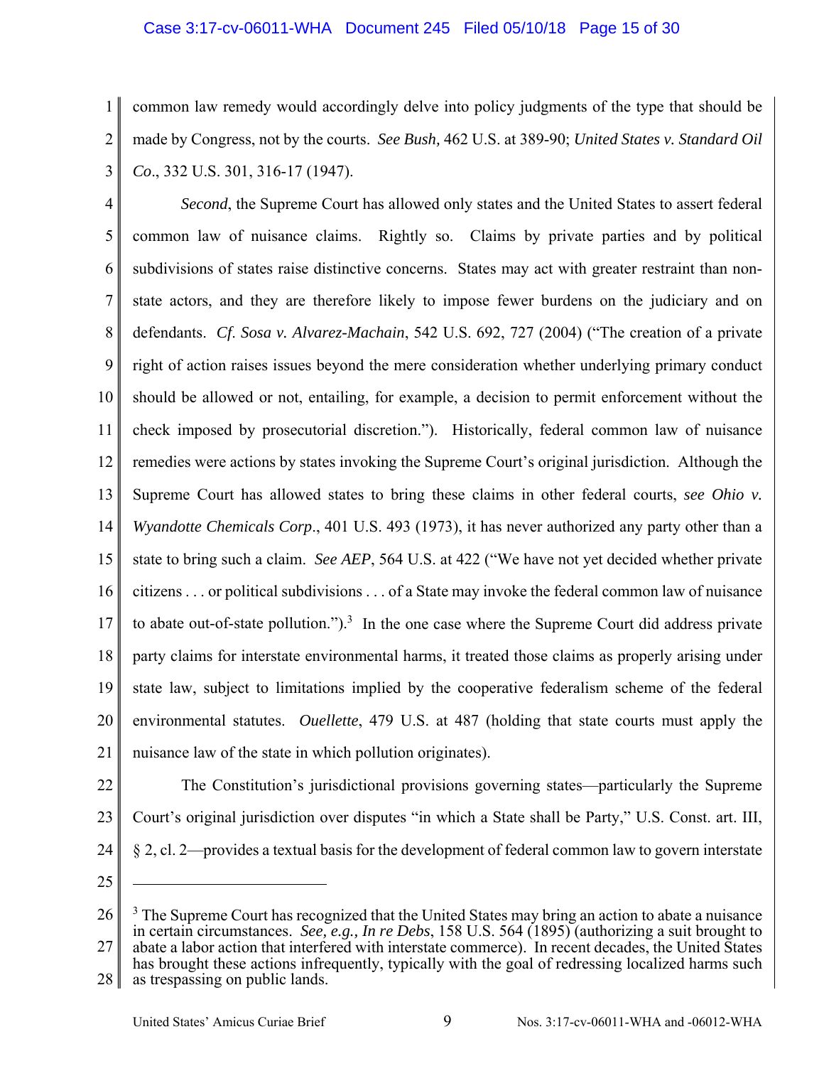common law remedy would accordingly delve into policy judgments of the type that should be made by Congress, not by the courts. *See Bush,* 462 U.S. at 389-90; *United States v. Standard Oil Co*., 332 U.S. 301, 316-17 (1947).

*Second*, the Supreme Court has allowed only states and the United States to assert federal common law of nuisance claims. Rightly so. Claims by private parties and by political subdivisions of states raise distinctive concerns. States may act with greater restraint than non-state actors, and they are therefore likely to impose fewer burdens on the judiciary and on defendants. *Cf. Sosa v. Alvarez-Machain*, 542 U.S. 692, 727 (2004) ("The creation of a private right of action raises issues beyond the mere consideration whether underlying primary conduct should be allowed or not, entailing, for example, a decision to permit enforcement without the check imposed by prosecutorial discretion."). Historically, federal common law of nuisance remedies were actions by states invoking the Supreme Court's original jurisdiction. Although the Supreme Court has allowed states to bring these claims in other federal courts, *see Ohio v. Wyandotte Chemicals Corp*., 401 U.S. 493 (1973), it has never authorized any party other than a state to bring such a claim. *See AEP*, 564 U.S. at 422 ("We have not yet decided whether private citizens . . . or political subdivisions . . . of a State may invoke the federal common law of nuisance to abate out-of-state pollution.").[3] In the one case where the Supreme Court did address private party claims for interstate environmental harms, it treated those claims as properly arising under state law, subject to limitations implied by the cooperative federalism scheme of the federal environmental statutes. *Ouellette*, 479 U.S. at 487 (holding that state courts must apply the nuisance law of the state in which pollution originates).

The Constitution's jurisdictional provisions governing states—particularly the Supreme Court's original jurisdiction over disputes "in which a State shall be Party," U.S. Const. art. III, § 2, cl. 2—provides a textual basis for the development of federal common law to govern interstate

---

[3] The Supreme Court has recognized that the United States may bring an action to abate a nuisance in certain circumstances. *See, e.g., In re Debs*, 158 U.S. 564 (1895) (authorizing a suit brought to abate a labor action that interfered with interstate commerce). In recent decades, the United States has brought these actions infrequently, typically with the goal of redressing localized harms such as trespassing on public lands.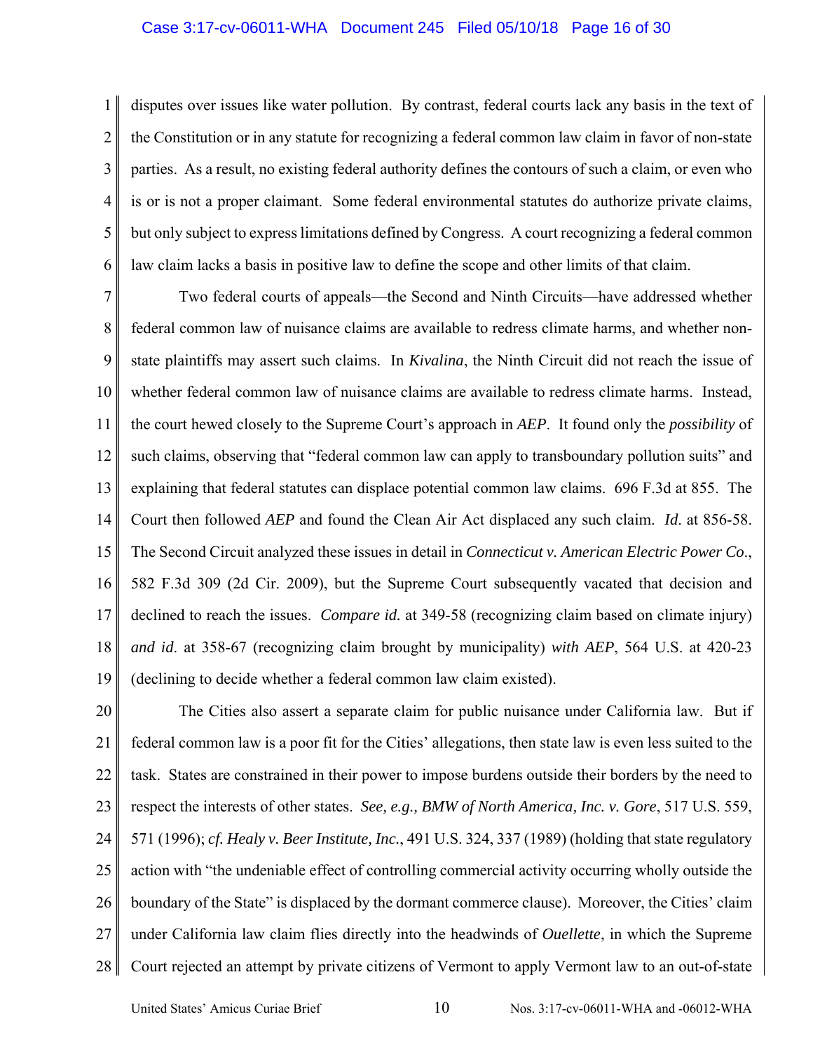disputes over issues like water pollution. By contrast, federal courts lack any basis in the text of the Constitution or in any statute for recognizing a federal common law claim in favor of non-state parties. As a result, no existing federal authority defines the contours of such a claim, or even who is or is not a proper claimant. Some federal environmental statutes do authorize private claims, but only subject to express limitations defined by Congress. A court recognizing a federal common law claim lacks a basis in positive law to define the scope and other limits of that claim.

Two federal courts of appeals—the Second and Ninth Circuits—have addressed whether federal common law of nuisance claims are available to redress climate harms, and whether non-state plaintiffs may assert such claims. In *Kivalina*, the Ninth Circuit did not reach the issue of whether federal common law of nuisance claims are available to redress climate harms. Instead, the court hewed closely to the Supreme Court's approach in *AEP*. It found only the *possibility* of such claims, observing that "federal common law can apply to transboundary pollution suits" and explaining that federal statutes can displace potential common law claims. 696 F.3d at 855. The Court then followed *AEP* and found the Clean Air Act displaced any such claim. *Id.* at 856-58. The Second Circuit analyzed these issues in detail in *Connecticut v. American Electric Power Co.*, 582 F.3d 309 (2d Cir. 2009), but the Supreme Court subsequently vacated that decision and declined to reach the issues. *Compare id.* at 349-58 (recognizing claim based on climate injury) *and id.* at 358-67 (recognizing claim brought by municipality) *with AEP*, 564 U.S. at 420-23 (declining to decide whether a federal common law claim existed).

The Cities also assert a separate claim for public nuisance under California law. But if federal common law is a poor fit for the Cities' allegations, then state law is even less suited to the task. States are constrained in their power to impose burdens outside their borders by the need to respect the interests of other states. *See, e.g., BMW of North America, Inc. v. Gore*, 517 U.S. 559, 571 (1996); *cf. Healy v. Beer Institute, Inc.*, 491 U.S. 324, 337 (1989) (holding that state regulatory action with "the undeniable effect of controlling commercial activity occurring wholly outside the boundary of the State" is displaced by the dormant commerce clause). Moreover, the Cities' claim under California law claim flies directly into the headwinds of *Ouellette*, in which the Supreme Court rejected an attempt by private citizens of Vermont to apply Vermont law to an out-of-state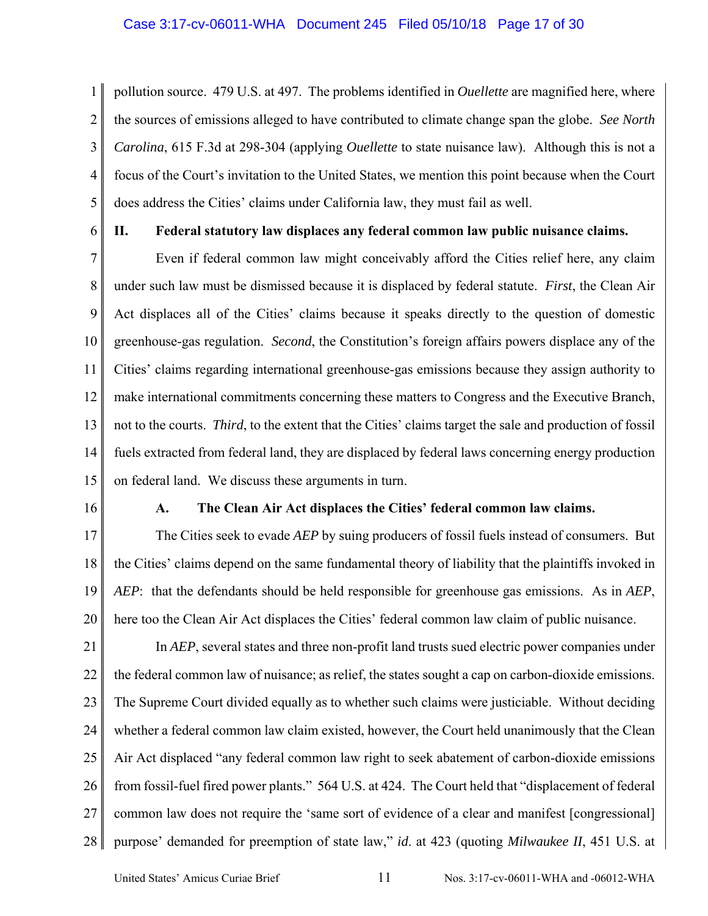pollution source. 479 U.S. at 497. The problems identified in *Ouellette* are magnified here, where the sources of emissions alleged to have contributed to climate change span the globe. *See North Carolina*, 615 F.3d at 298-304 (applying *Ouellette* to state nuisance law). Although this is not a focus of the Court's invitation to the United States, we mention this point because when the Court does address the Cities' claims under California law, they must fail as well.

## II. Federal statutory law displaces any federal common law public nuisance claims.

Even if federal common law might conceivably afford the Cities relief here, any claim under such law must be dismissed because it is displaced by federal statute. *First*, the Clean Air Act displaces all of the Cities' claims because it speaks directly to the question of domestic greenhouse-gas regulation. *Second*, the Constitution's foreign affairs powers displace any of the Cities' claims regarding international greenhouse-gas emissions because they assign authority to make international commitments concerning these matters to Congress and the Executive Branch, not to the courts. *Third*, to the extent that the Cities' claims target the sale and production of fossil fuels extracted from federal land, they are displaced by federal laws concerning energy production on federal land. We discuss these arguments in turn.

### A. The Clean Air Act displaces the Cities' federal common law claims.

The Cities seek to evade *AEP* by suing producers of fossil fuels instead of consumers. But the Cities' claims depend on the same fundamental theory of liability that the plaintiffs invoked in *AEP*: that the defendants should be held responsible for greenhouse gas emissions. As in *AEP*, here too the Clean Air Act displaces the Cities' federal common law claim of public nuisance.

In *AEP*, several states and three non-profit land trusts sued electric power companies under the federal common law of nuisance; as relief, the states sought a cap on carbon-dioxide emissions. The Supreme Court divided equally as to whether such claims were justiciable. Without deciding whether a federal common law claim existed, however, the Court held unanimously that the Clean Air Act displaced "any federal common law right to seek abatement of carbon-dioxide emissions from fossil-fuel fired power plants." 564 U.S. at 424. The Court held that "displacement of federal common law does not require the 'same sort of evidence of a clear and manifest [congressional] purpose' demanded for preemption of state law," *id*. at 423 (quoting *Milwaukee II*, 451 U.S. at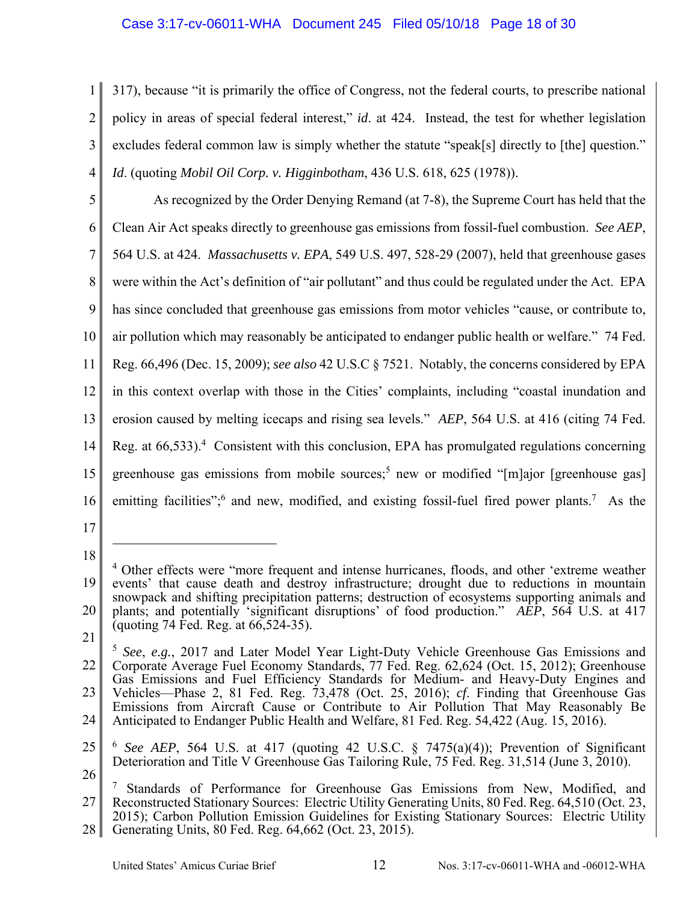317), because "it is primarily the office of Congress, not the federal courts, to prescribe national policy in areas of special federal interest," *id*. at 424. Instead, the test for whether legislation excludes federal common law is simply whether the statute "speak[s] directly to [the] question." *Id*. (quoting *Mobil Oil Corp. v. Higginbotham*, 436 U.S. 618, 625 (1978)).

As recognized by the Order Denying Remand (at 7-8), the Supreme Court has held that the Clean Air Act speaks directly to greenhouse gas emissions from fossil-fuel combustion. *See AEP*, 564 U.S. at 424. *Massachusetts v. EPA*, 549 U.S. 497, 528-29 (2007), held that greenhouse gases were within the Act's definition of "air pollutant" and thus could be regulated under the Act. EPA has since concluded that greenhouse gas emissions from motor vehicles "cause, or contribute to, air pollution which may reasonably be anticipated to endanger public health or welfare." 74 Fed. Reg. 66,496 (Dec. 15, 2009); *see also* 42 U.S.C § 7521. Notably, the concerns considered by EPA in this context overlap with those in the Cities' complaints, including "coastal inundation and erosion caused by melting icecaps and rising sea levels." *AEP*, 564 U.S. at 416 (citing 74 Fed. Reg. at 66,533).[4] Consistent with this conclusion, EPA has promulgated regulations concerning greenhouse gas emissions from mobile sources;[5] new or modified "[m]ajor [greenhouse gas] emitting facilities";[6] and new, modified, and existing fossil-fuel fired power plants.[7] As the

---

[4] Other effects were "more frequent and intense hurricanes, floods, and other 'extreme weather events' that cause death and destroy infrastructure; drought due to reductions in mountain snowpack and shifting precipitation patterns; destruction of ecosystems supporting animals and plants; and potentially 'significant disruptions' of food production." *AEP*, 564 U.S. at 417 (quoting 74 Fed. Reg. at 66,524-35).

[5] *See*, *e.g.*, 2017 and Later Model Year Light-Duty Vehicle Greenhouse Gas Emissions and Corporate Average Fuel Economy Standards, 77 Fed. Reg. 62,624 (Oct. 15, 2012); Greenhouse Gas Emissions and Fuel Efficiency Standards for Medium- and Heavy-Duty Engines and Vehicles—Phase 2, 81 Fed. Reg. 73,478 (Oct. 25, 2016); *cf*. Finding that Greenhouse Gas Emissions from Aircraft Cause or Contribute to Air Pollution That May Reasonably Be Anticipated to Endanger Public Health and Welfare, 81 Fed. Reg. 54,422 (Aug. 15, 2016).

[6] *See AEP*, 564 U.S. at 417 (quoting 42 U.S.C. § 7475(a)(4)); Prevention of Significant Deterioration and Title V Greenhouse Gas Tailoring Rule, 75 Fed. Reg. 31,514 (June 3, 2010).

[7] Standards of Performance for Greenhouse Gas Emissions from New, Modified, and Reconstructed Stationary Sources: Electric Utility Generating Units, 80 Fed. Reg. 64,510 (Oct. 23, 2015); Carbon Pollution Emission Guidelines for Existing Stationary Sources: Electric Utility Generating Units, 80 Fed. Reg. 64,662 (Oct. 23, 2015).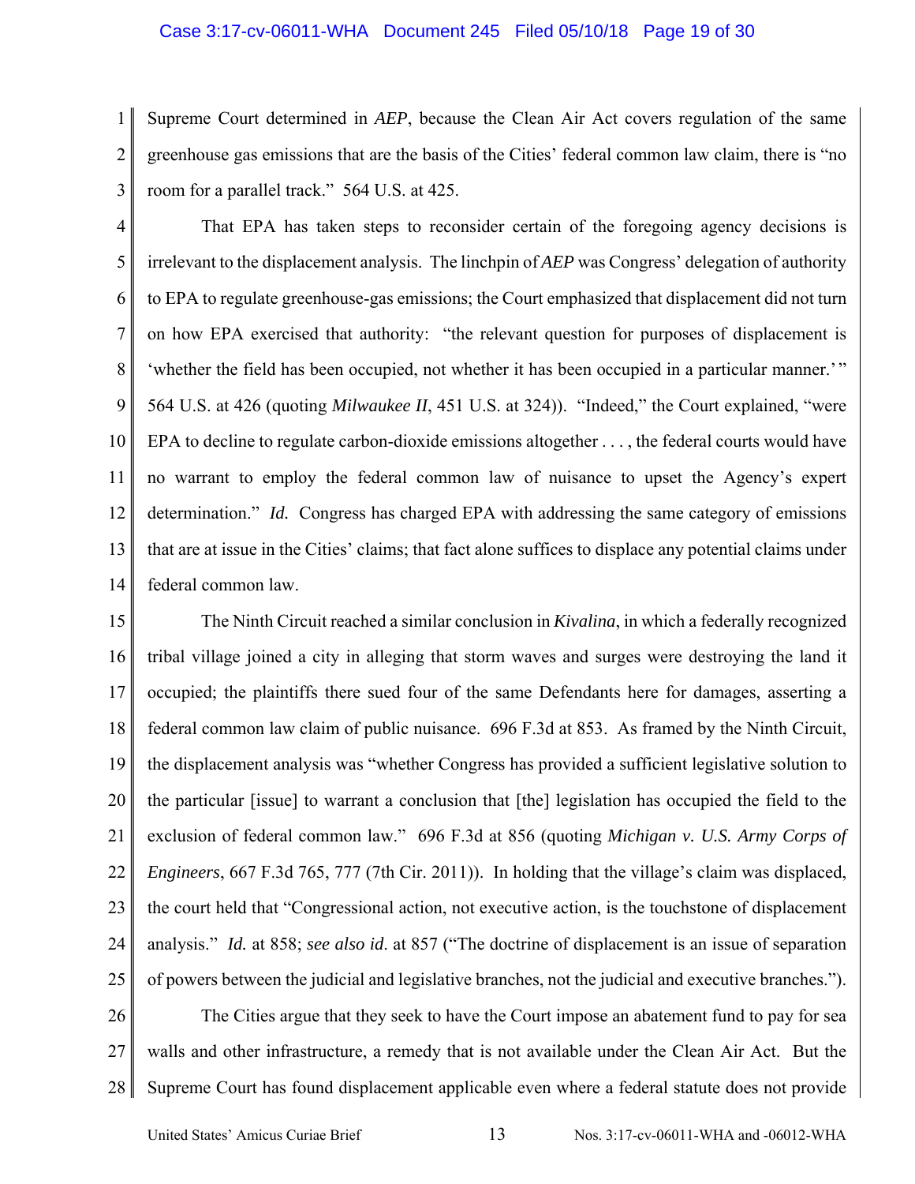Supreme Court determined in *AEP*, because the Clean Air Act covers regulation of the same greenhouse gas emissions that are the basis of the Cities' federal common law claim, there is "no room for a parallel track." 564 U.S. at 425.

That EPA has taken steps to reconsider certain of the foregoing agency decisions is irrelevant to the displacement analysis. The linchpin of *AEP* was Congress' delegation of authority to EPA to regulate greenhouse-gas emissions; the Court emphasized that displacement did not turn on how EPA exercised that authority: "the relevant question for purposes of displacement is 'whether the field has been occupied, not whether it has been occupied in a particular manner.'" 564 U.S. at 426 (quoting *Milwaukee II*, 451 U.S. at 324)). "Indeed," the Court explained, "were EPA to decline to regulate carbon-dioxide emissions altogether . . . , the federal courts would have no warrant to employ the federal common law of nuisance to upset the Agency's expert determination." *Id.* Congress has charged EPA with addressing the same category of emissions that are at issue in the Cities' claims; that fact alone suffices to displace any potential claims under federal common law.

The Ninth Circuit reached a similar conclusion in *Kivalina*, in which a federally recognized tribal village joined a city in alleging that storm waves and surges were destroying the land it occupied; the plaintiffs there sued four of the same Defendants here for damages, asserting a federal common law claim of public nuisance. 696 F.3d at 853. As framed by the Ninth Circuit, the displacement analysis was "whether Congress has provided a sufficient legislative solution to the particular [issue] to warrant a conclusion that [the] legislation has occupied the field to the exclusion of federal common law." 696 F.3d at 856 (quoting *Michigan v. U.S. Army Corps of Engineers*, 667 F.3d 765, 777 (7th Cir. 2011)). In holding that the village's claim was displaced, the court held that "Congressional action, not executive action, is the touchstone of displacement analysis." *Id.* at 858; *see also id.* at 857 ("The doctrine of displacement is an issue of separation of powers between the judicial and legislative branches, not the judicial and executive branches.").

The Cities argue that they seek to have the Court impose an abatement fund to pay for sea walls and other infrastructure, a remedy that is not available under the Clean Air Act. But the Supreme Court has found displacement applicable even where a federal statute does not provide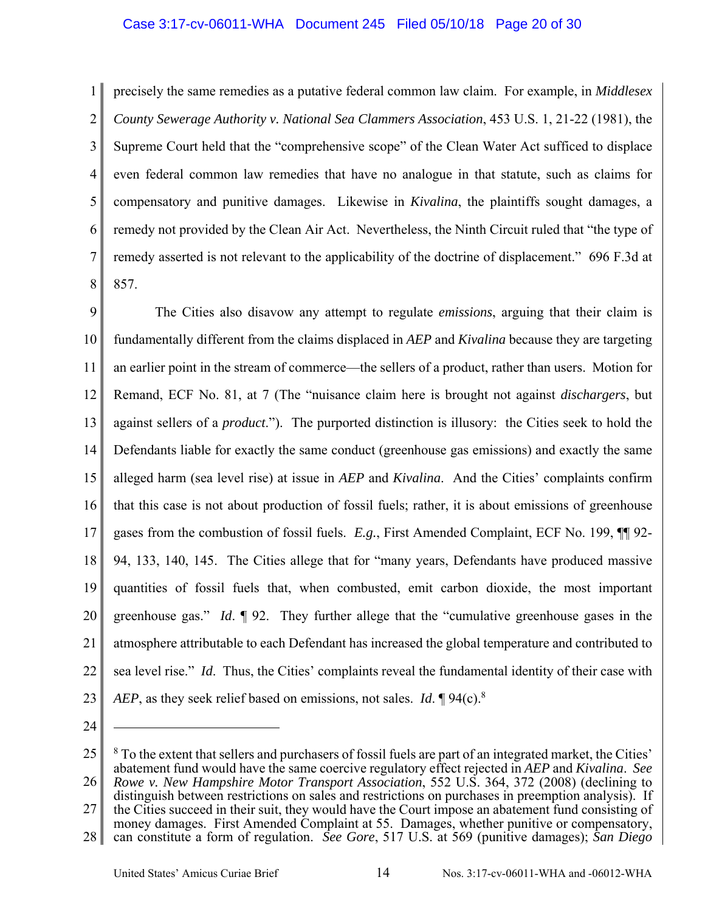precisely the same remedies as a putative federal common law claim. For example, in *Middlesex County Sewerage Authority v. National Sea Clammers Association*, 453 U.S. 1, 21-22 (1981), the Supreme Court held that the "comprehensive scope" of the Clean Water Act sufficed to displace even federal common law remedies that have no analogue in that statute, such as claims for compensatory and punitive damages. Likewise in *Kivalina*, the plaintiffs sought damages, a remedy not provided by the Clean Air Act. Nevertheless, the Ninth Circuit ruled that "the type of remedy asserted is not relevant to the applicability of the doctrine of displacement." 696 F.3d at 857.

The Cities also disavow any attempt to regulate *emissions*, arguing that their claim is fundamentally different from the claims displaced in *AEP* and *Kivalina* because they are targeting an earlier point in the stream of commerce—the sellers of a product, rather than users. Motion for Remand, ECF No. 81, at 7 (The "nuisance claim here is brought not against *dischargers*, but against sellers of a *product*."). The purported distinction is illusory: the Cities seek to hold the Defendants liable for exactly the same conduct (greenhouse gas emissions) and exactly the same alleged harm (sea level rise) at issue in *AEP* and *Kivalina*. And the Cities' complaints confirm that this case is not about production of fossil fuels; rather, it is about emissions of greenhouse gases from the combustion of fossil fuels. *E.g.*, First Amended Complaint, ECF No. 199, ¶¶ 92-94, 133, 140, 145. The Cities allege that for "many years, Defendants have produced massive quantities of fossil fuels that, when combusted, emit carbon dioxide, the most important greenhouse gas." *Id*. ¶ 92. They further allege that the "cumulative greenhouse gases in the atmosphere attributable to each Defendant has increased the global temperature and contributed to sea level rise." *Id*. Thus, the Cities' complaints reveal the fundamental identity of their case with *AEP*, as they seek relief based on emissions, not sales. *Id*. ¶ 94(c).[8]

---

[8] To the extent that sellers and purchasers of fossil fuels are part of an integrated market, the Cities' abatement fund would have the same coercive regulatory effect rejected in *AEP* and *Kivalina*. *See Rowe v. New Hampshire Motor Transport Association*, 552 U.S. 364, 372 (2008) (declining to distinguish between restrictions on sales and restrictions on purchases in preemption analysis). If the Cities succeed in their suit, they would have the Court impose an abatement fund consisting of money damages. First Amended Complaint at 55. Damages, whether punitive or compensatory, can constitute a form of regulation. *See Gore*, 517 U.S. at 569 (punitive damages); *San Diego*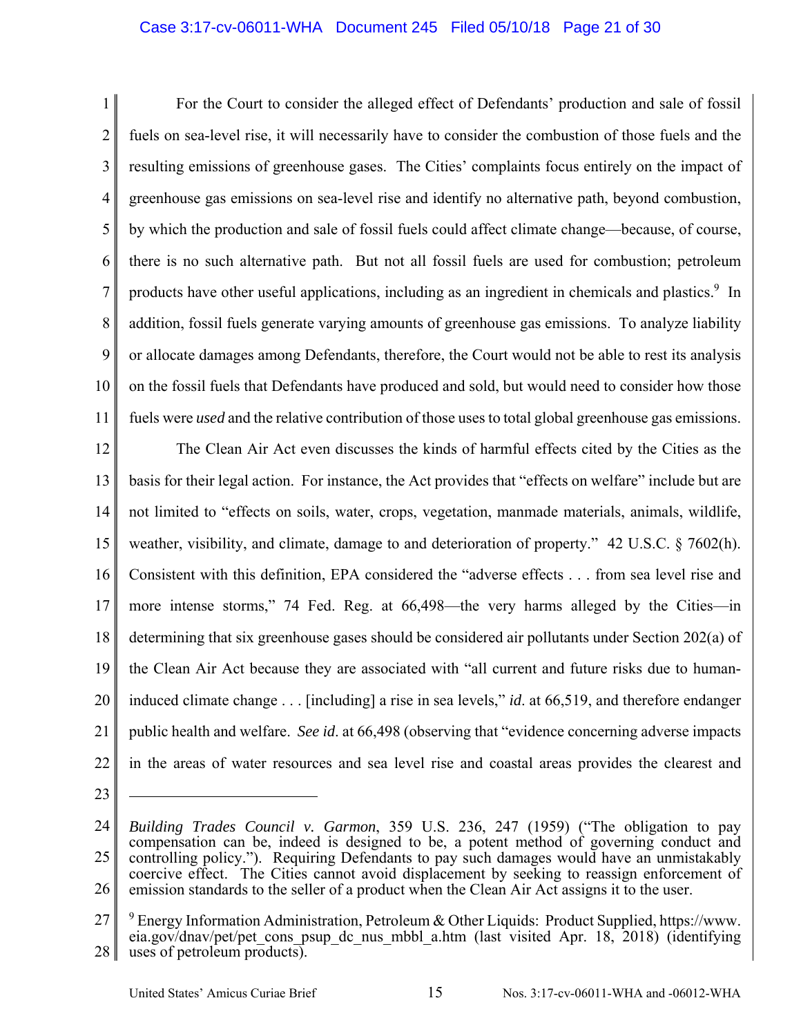For the Court to consider the alleged effect of Defendants' production and sale of fossil fuels on sea-level rise, it will necessarily have to consider the combustion of those fuels and the resulting emissions of greenhouse gases. The Cities' complaints focus entirely on the impact of greenhouse gas emissions on sea-level rise and identify no alternative path, beyond combustion, by which the production and sale of fossil fuels could affect climate change—because, of course, there is no such alternative path. But not all fossil fuels are used for combustion; petroleum products have other useful applications, including as an ingredient in chemicals and plastics.[9] In addition, fossil fuels generate varying amounts of greenhouse gas emissions. To analyze liability or allocate damages among Defendants, therefore, the Court would not be able to rest its analysis on the fossil fuels that Defendants have produced and sold, but would need to consider how those fuels were *used* and the relative contribution of those uses to total global greenhouse gas emissions.

The Clean Air Act even discusses the kinds of harmful effects cited by the Cities as the basis for their legal action. For instance, the Act provides that "effects on welfare" include but are not limited to "effects on soils, water, crops, vegetation, manmade materials, animals, wildlife, weather, visibility, and climate, damage to and deterioration of property." 42 U.S.C. § 7602(h). Consistent with this definition, EPA considered the "adverse effects . . . from sea level rise and more intense storms," 74 Fed. Reg. at 66,498—the very harms alleged by the Cities—in determining that six greenhouse gases should be considered air pollutants under Section 202(a) of the Clean Air Act because they are associated with "all current and future risks due to human-induced climate change . . . [including] a rise in sea levels," *id*. at 66,519, and therefore endanger public health and welfare. *See id*. at 66,498 (observing that "evidence concerning adverse impacts in the areas of water resources and sea level rise and coastal areas provides the clearest and

---

*Building Trades Council v. Garmon*, 359 U.S. 236, 247 (1959) ("The obligation to pay compensation can be, indeed is designed to be, a potent method of governing conduct and controlling policy."). Requiring Defendants to pay such damages would have an unmistakably coercive effect. The Cities cannot avoid displacement by seeking to reassign enforcement of emission standards to the seller of a product when the Clean Air Act assigns it to the user.

[9] Energy Information Administration, Petroleum & Other Liquids: Product Supplied, https://www.eia.gov/dnav/pet/pet_cons_psup_dc_nus_mbbl_a.htm (last visited Apr. 18, 2018) (identifying uses of petroleum products).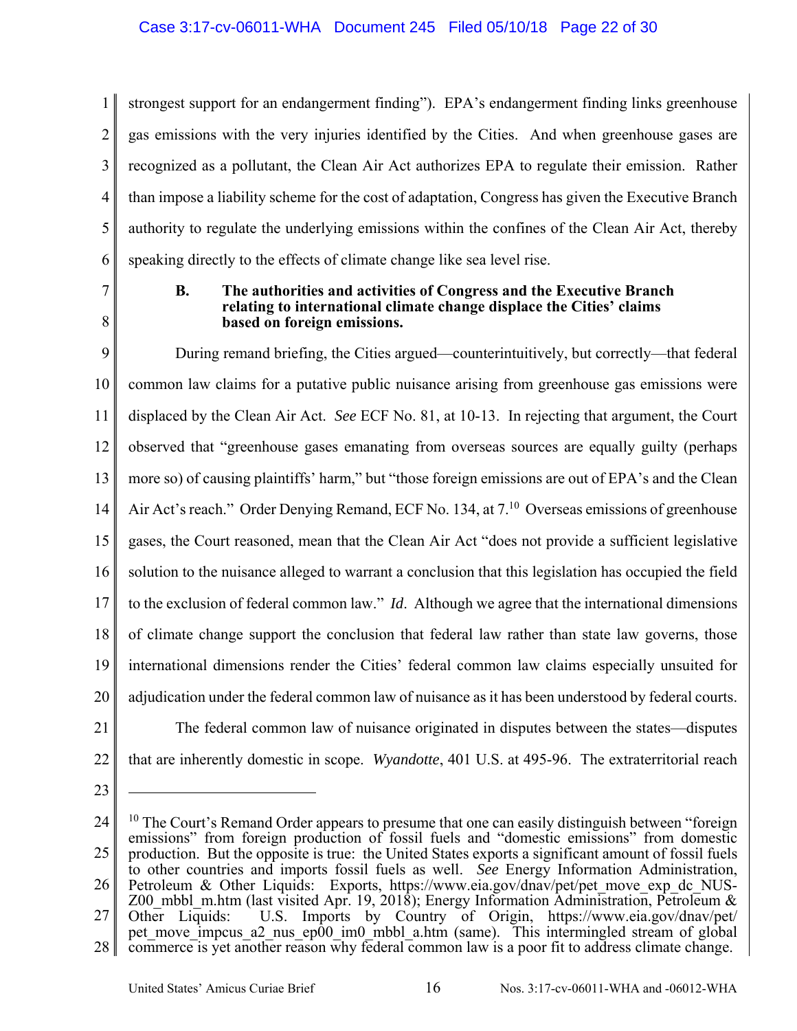strongest support for an endangerment finding"). EPA's endangerment finding links greenhouse gas emissions with the very injuries identified by the Cities. And when greenhouse gases are recognized as a pollutant, the Clean Air Act authorizes EPA to regulate their emission. Rather than impose a liability scheme for the cost of adaptation, Congress has given the Executive Branch authority to regulate the underlying emissions within the confines of the Clean Air Act, thereby speaking directly to the effects of climate change like sea level rise.

### B. The authorities and activities of Congress and the Executive Branch relating to international climate change displace the Cities' claims based on foreign emissions.

During remand briefing, the Cities argued—counterintuitively, but correctly—that federal common law claims for a putative public nuisance arising from greenhouse gas emissions were displaced by the Clean Air Act. *See* ECF No. 81, at 10-13. In rejecting that argument, the Court observed that "greenhouse gases emanating from overseas sources are equally guilty (perhaps more so) of causing plaintiffs' harm," but "those foreign emissions are out of EPA's and the Clean Air Act's reach." Order Denying Remand, ECF No. 134, at 7.[10] Overseas emissions of greenhouse gases, the Court reasoned, mean that the Clean Air Act "does not provide a sufficient legislative solution to the nuisance alleged to warrant a conclusion that this legislation has occupied the field to the exclusion of federal common law." *Id*. Although we agree that the international dimensions of climate change support the conclusion that federal law rather than state law governs, those international dimensions render the Cities' federal common law claims especially unsuited for adjudication under the federal common law of nuisance as it has been understood by federal courts.

The federal common law of nuisance originated in disputes between the states—disputes that are inherently domestic in scope. *Wyandotte*, 401 U.S. at 495-96. The extraterritorial reach

---

[10] The Court's Remand Order appears to presume that one can easily distinguish between "foreign emissions" from foreign production of fossil fuels and "domestic emissions" from domestic production. But the opposite is true: the United States exports a significant amount of fossil fuels to other countries and imports fossil fuels as well. *See* Energy Information Administration, Petroleum & Other Liquids: Exports, https://www.eia.gov/dnav/pet/pet_move_exp_dc_NUS-Z00_mbbl_m.htm (last visited Apr. 19, 2018); Energy Information Administration, Petroleum & Other Liquids: U.S. Imports by Country of Origin, https://www.eia.gov/dnav/pet/pet_move_impcus_a2_nus_ep00_im0_mbbl_a.htm (same). This intermingled stream of global commerce is yet another reason why federal common law is a poor fit to address climate change.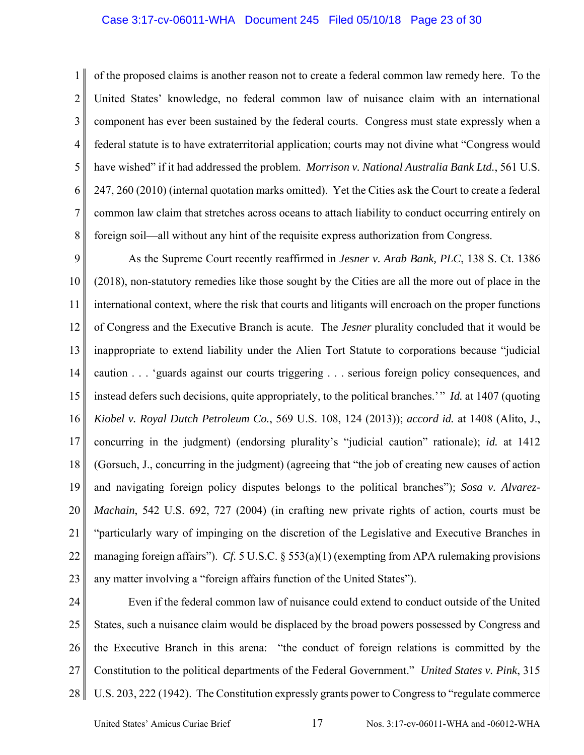of the proposed claims is another reason not to create a federal common law remedy here. To the United States' knowledge, no federal common law of nuisance claim with an international component has ever been sustained by the federal courts. Congress must state expressly when a federal statute is to have extraterritorial application; courts may not divine what "Congress would have wished" if it had addressed the problem. *Morrison v. National Australia Bank Ltd.*, 561 U.S. 247, 260 (2010) (internal quotation marks omitted). Yet the Cities ask the Court to create a federal common law claim that stretches across oceans to attach liability to conduct occurring entirely on foreign soil—all without any hint of the requisite express authorization from Congress.

As the Supreme Court recently reaffirmed in *Jesner v. Arab Bank, PLC*, 138 S. Ct. 1386 (2018), non-statutory remedies like those sought by the Cities are all the more out of place in the international context, where the risk that courts and litigants will encroach on the proper functions of Congress and the Executive Branch is acute. The *Jesner* plurality concluded that it would be inappropriate to extend liability under the Alien Tort Statute to corporations because "judicial caution . . . 'guards against our courts triggering . . . serious foreign policy consequences, and instead defers such decisions, quite appropriately, to the political branches.'" *Id.* at 1407 (quoting *Kiobel v. Royal Dutch Petroleum Co.*, 569 U.S. 108, 124 (2013)); *accord id.* at 1408 (Alito, J., concurring in the judgment) (endorsing plurality's "judicial caution" rationale); *id.* at 1412 (Gorsuch, J., concurring in the judgment) (agreeing that "the job of creating new causes of action and navigating foreign policy disputes belongs to the political branches"); *Sosa v. Alvarez-Machain*, 542 U.S. 692, 727 (2004) (in crafting new private rights of action, courts must be "particularly wary of impinging on the discretion of the Legislative and Executive Branches in managing foreign affairs"). *Cf.* 5 U.S.C. § 553(a)(1) (exempting from APA rulemaking provisions any matter involving a "foreign affairs function of the United States").

Even if the federal common law of nuisance could extend to conduct outside of the United States, such a nuisance claim would be displaced by the broad powers possessed by Congress and the Executive Branch in this arena: "the conduct of foreign relations is committed by the Constitution to the political departments of the Federal Government." *United States v. Pink*, 315 U.S. 203, 222 (1942). The Constitution expressly grants power to Congress to "regulate commerce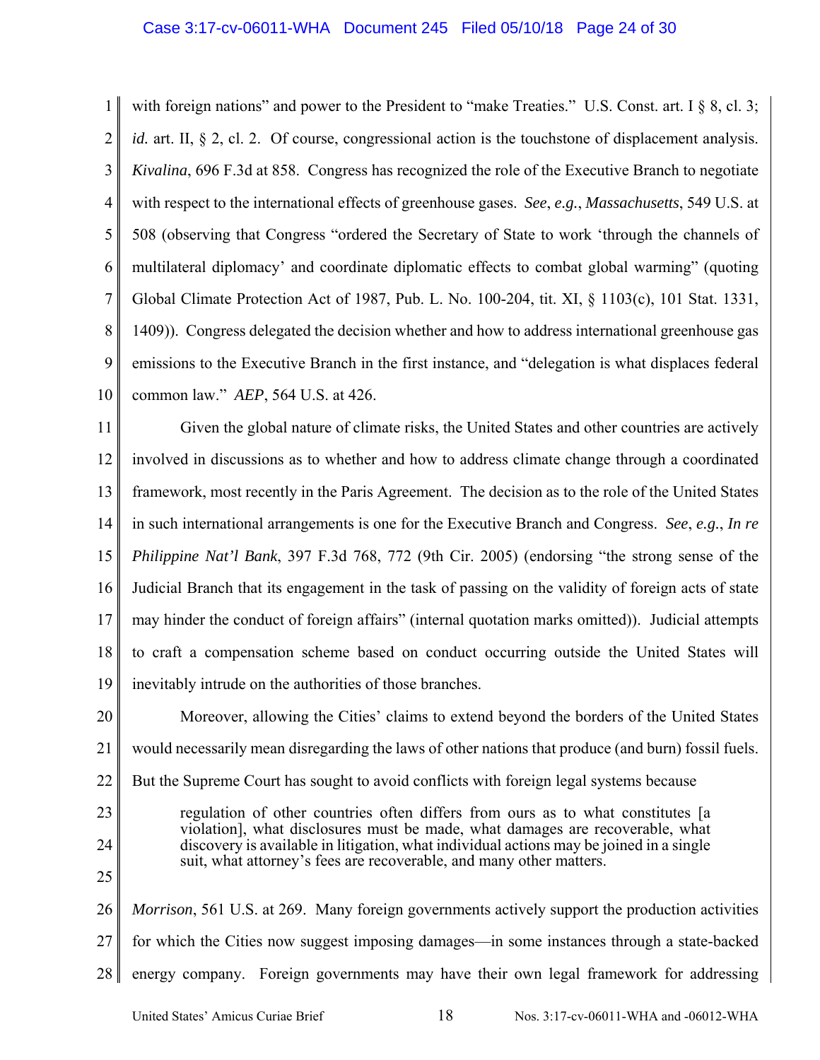with foreign nations" and power to the President to "make Treaties." U.S. Const. art. I § 8, cl. 3; *id.* art. II, § 2, cl. 2. Of course, congressional action is the touchstone of displacement analysis. *Kivalina*, 696 F.3d at 858. Congress has recognized the role of the Executive Branch to negotiate with respect to the international effects of greenhouse gases. *See*, *e.g.*, *Massachusetts*, 549 U.S. at 508 (observing that Congress "ordered the Secretary of State to work 'through the channels of multilateral diplomacy' and coordinate diplomatic effects to combat global warming" (quoting Global Climate Protection Act of 1987, Pub. L. No. 100-204, tit. XI, § 1103(c), 101 Stat. 1331, 1409)). Congress delegated the decision whether and how to address international greenhouse gas emissions to the Executive Branch in the first instance, and "delegation is what displaces federal common law." *AEP*, 564 U.S. at 426.

Given the global nature of climate risks, the United States and other countries are actively involved in discussions as to whether and how to address climate change through a coordinated framework, most recently in the Paris Agreement. The decision as to the role of the United States in such international arrangements is one for the Executive Branch and Congress. *See*, *e.g.*, *In re Philippine Nat'l Bank*, 397 F.3d 768, 772 (9th Cir. 2005) (endorsing "the strong sense of the Judicial Branch that its engagement in the task of passing on the validity of foreign acts of state may hinder the conduct of foreign affairs" (internal quotation marks omitted)). Judicial attempts to craft a compensation scheme based on conduct occurring outside the United States will inevitably intrude on the authorities of those branches.

Moreover, allowing the Cities' claims to extend beyond the borders of the United States would necessarily mean disregarding the laws of other nations that produce (and burn) fossil fuels. But the Supreme Court has sought to avoid conflicts with foreign legal systems because

> regulation of other countries often differs from ours as to what constitutes [a violation], what disclosures must be made, what damages are recoverable, what discovery is available in litigation, what individual actions may be joined in a single suit, what attorney's fees are recoverable, and many other matters.

*Morrison*, 561 U.S. at 269. Many foreign governments actively support the production activities for which the Cities now suggest imposing damages—in some instances through a state-backed energy company. Foreign governments may have their own legal framework for addressing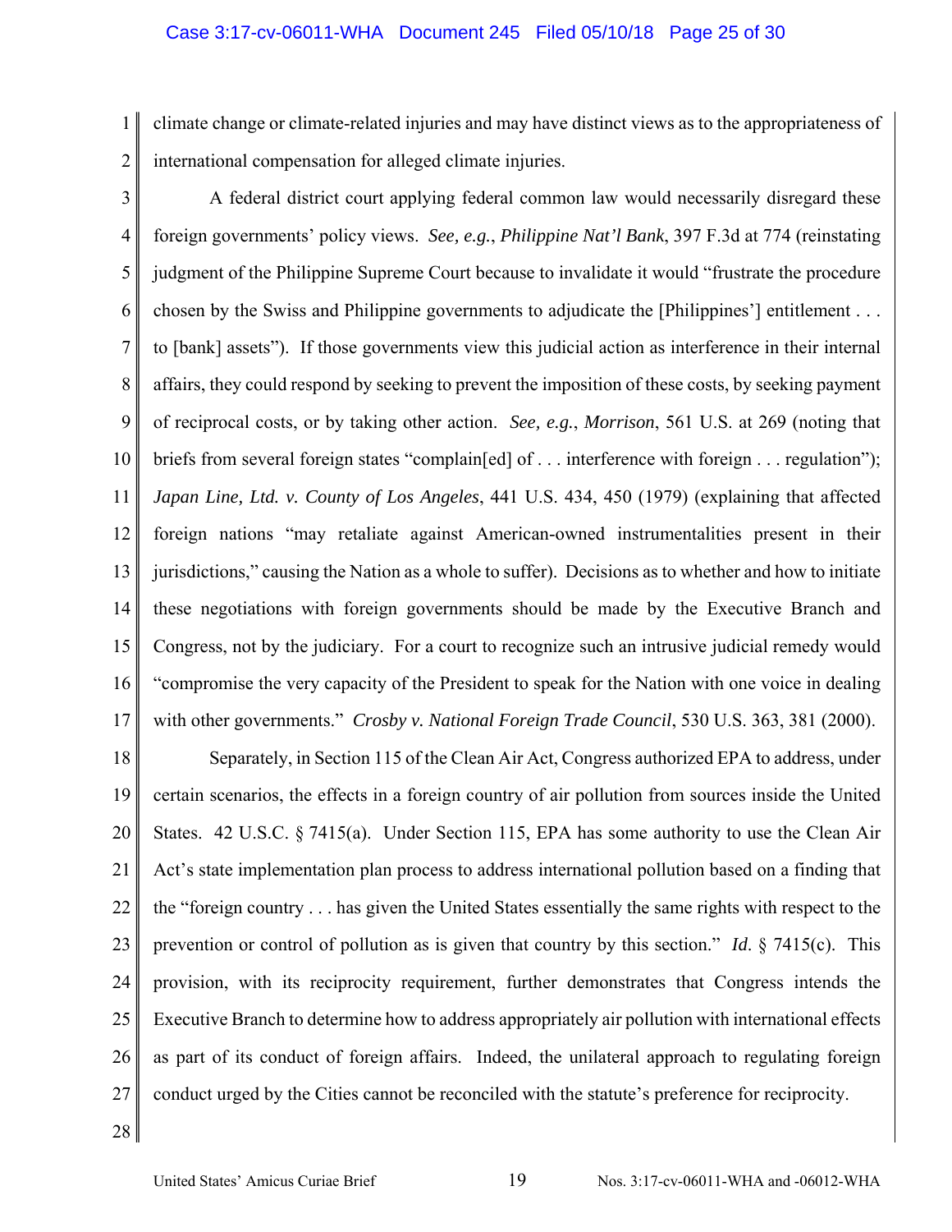climate change or climate-related injuries and may have distinct views as to the appropriateness of international compensation for alleged climate injuries.

A federal district court applying federal common law would necessarily disregard these foreign governments' policy views. *See, e.g.*, *Philippine Nat'l Bank*, 397 F.3d at 774 (reinstating judgment of the Philippine Supreme Court because to invalidate it would "frustrate the procedure chosen by the Swiss and Philippine governments to adjudicate the [Philippines'] entitlement . . . to [bank] assets"). If those governments view this judicial action as interference in their internal affairs, they could respond by seeking to prevent the imposition of these costs, by seeking payment of reciprocal costs, or by taking other action. *See, e.g.*, *Morrison*, 561 U.S. at 269 (noting that briefs from several foreign states "complain[ed] of . . . interference with foreign . . . regulation"); *Japan Line, Ltd. v. County of Los Angeles*, 441 U.S. 434, 450 (1979) (explaining that affected foreign nations "may retaliate against American-owned instrumentalities present in their jurisdictions," causing the Nation as a whole to suffer). Decisions as to whether and how to initiate these negotiations with foreign governments should be made by the Executive Branch and Congress, not by the judiciary. For a court to recognize such an intrusive judicial remedy would "compromise the very capacity of the President to speak for the Nation with one voice in dealing with other governments." *Crosby v. National Foreign Trade Council*, 530 U.S. 363, 381 (2000).

Separately, in Section 115 of the Clean Air Act, Congress authorized EPA to address, under certain scenarios, the effects in a foreign country of air pollution from sources inside the United States. 42 U.S.C. § 7415(a). Under Section 115, EPA has some authority to use the Clean Air Act's state implementation plan process to address international pollution based on a finding that the "foreign country . . . has given the United States essentially the same rights with respect to the prevention or control of pollution as is given that country by this section." *Id.* § 7415(c). This provision, with its reciprocity requirement, further demonstrates that Congress intends the Executive Branch to determine how to address appropriately air pollution with international effects as part of its conduct of foreign affairs. Indeed, the unilateral approach to regulating foreign conduct urged by the Cities cannot be reconciled with the statute's preference for reciprocity.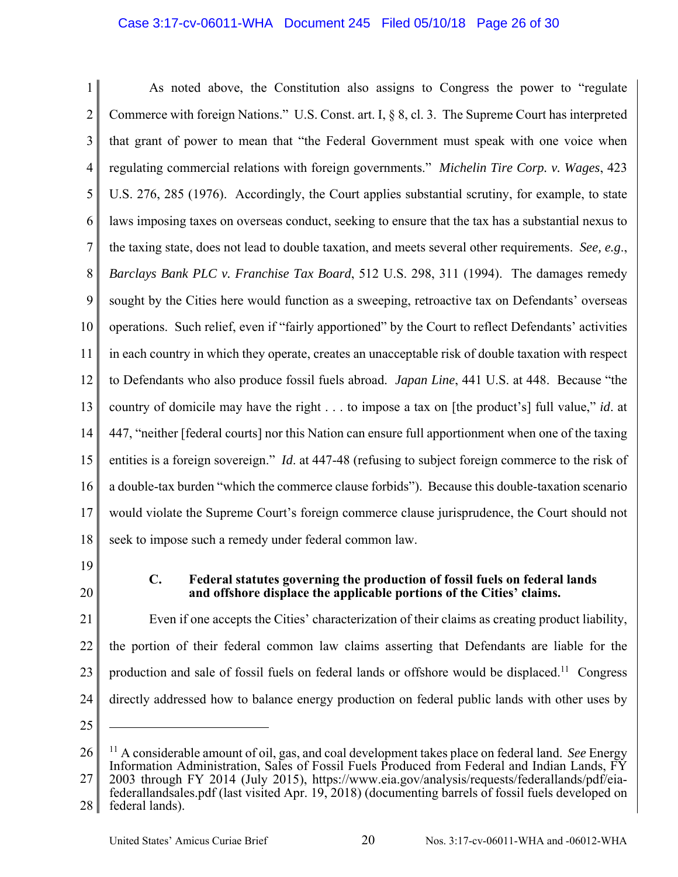As noted above, the Constitution also assigns to Congress the power to "regulate Commerce with foreign Nations." U.S. Const. art. I, § 8, cl. 3. The Supreme Court has interpreted that grant of power to mean that "the Federal Government must speak with one voice when regulating commercial relations with foreign governments." *Michelin Tire Corp. v. Wages*, 423 U.S. 276, 285 (1976). Accordingly, the Court applies substantial scrutiny, for example, to state laws imposing taxes on overseas conduct, seeking to ensure that the tax has a substantial nexus to the taxing state, does not lead to double taxation, and meets several other requirements. *See, e.g.*, *Barclays Bank PLC v. Franchise Tax Board*, 512 U.S. 298, 311 (1994). The damages remedy sought by the Cities here would function as a sweeping, retroactive tax on Defendants' overseas operations. Such relief, even if "fairly apportioned" by the Court to reflect Defendants' activities in each country in which they operate, creates an unacceptable risk of double taxation with respect to Defendants who also produce fossil fuels abroad. *Japan Line*, 441 U.S. at 448. Because "the country of domicile may have the right . . . to impose a tax on [the product's] full value," *id*. at 447, "neither [federal courts] nor this Nation can ensure full apportionment when one of the taxing entities is a foreign sovereign." *Id*. at 447-48 (refusing to subject foreign commerce to the risk of a double-tax burden "which the commerce clause forbids"). Because this double-taxation scenario would violate the Supreme Court's foreign commerce clause jurisprudence, the Court should not seek to impose such a remedy under federal common law.

### C. Federal statutes governing the production of fossil fuels on federal lands and offshore displace the applicable portions of the Cities' claims.

Even if one accepts the Cities' characterization of their claims as creating product liability, the portion of their federal common law claims asserting that Defendants are liable for the production and sale of fossil fuels on federal lands or offshore would be displaced.[11] Congress directly addressed how to balance energy production on federal public lands with other uses by

[11] A considerable amount of oil, gas, and coal development takes place on federal land. *See* Energy Information Administration, Sales of Fossil Fuels Produced from Federal and Indian Lands, FY 2003 through FY 2014 (July 2015), https://www.eia.gov/analysis/requests/federallands/pdf/eia-federallandsales.pdf (last visited Apr. 19, 2018) (documenting barrels of fossil fuels developed on federal lands).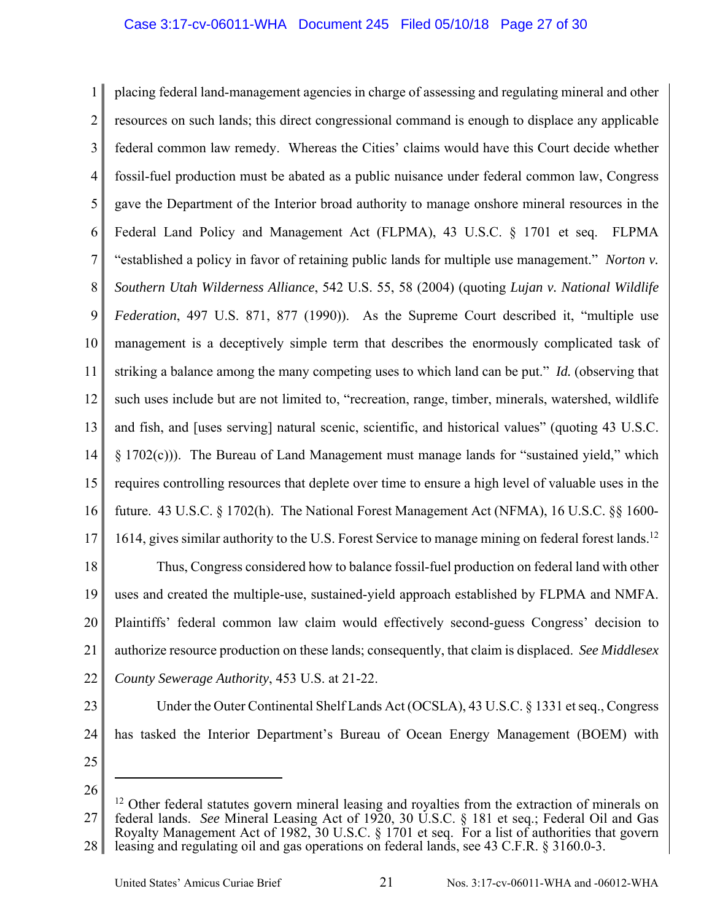placing federal land-management agencies in charge of assessing and regulating mineral and other resources on such lands; this direct congressional command is enough to displace any applicable federal common law remedy. Whereas the Cities' claims would have this Court decide whether fossil-fuel production must be abated as a public nuisance under federal common law, Congress gave the Department of the Interior broad authority to manage onshore mineral resources in the Federal Land Policy and Management Act (FLPMA), 43 U.S.C. § 1701 et seq. FLPMA "established a policy in favor of retaining public lands for multiple use management." *Norton v. Southern Utah Wilderness Alliance*, 542 U.S. 55, 58 (2004) (quoting *Lujan v. National Wildlife Federation*, 497 U.S. 871, 877 (1990)). As the Supreme Court described it, "multiple use management is a deceptively simple term that describes the enormously complicated task of striking a balance among the many competing uses to which land can be put." *Id.* (observing that such uses include but are not limited to, "recreation, range, timber, minerals, watershed, wildlife and fish, and [uses serving] natural scenic, scientific, and historical values" (quoting 43 U.S.C. § 1702(c))). The Bureau of Land Management must manage lands for "sustained yield," which requires controlling resources that deplete over time to ensure a high level of valuable uses in the future. 43 U.S.C. § 1702(h). The National Forest Management Act (NFMA), 16 U.S.C. §§ 1600-1614, gives similar authority to the U.S. Forest Service to manage mining on federal forest lands.[12]

Thus, Congress considered how to balance fossil-fuel production on federal land with other uses and created the multiple-use, sustained-yield approach established by FLPMA and NMFA. Plaintiffs' federal common law claim would effectively second-guess Congress' decision to authorize resource production on these lands; consequently, that claim is displaced. *See Middlesex County Sewerage Authority*, 453 U.S. at 21-22.

Under the Outer Continental Shelf Lands Act (OCSLA), 43 U.S.C. § 1331 et seq., Congress has tasked the Interior Department's Bureau of Ocean Energy Management (BOEM) with

---

[12] Other federal statutes govern mineral leasing and royalties from the extraction of minerals on federal lands. *See* Mineral Leasing Act of 1920, 30 U.S.C. § 181 et seq.; Federal Oil and Gas Royalty Management Act of 1982, 30 U.S.C. § 1701 et seq. For a list of authorities that govern leasing and regulating oil and gas operations on federal lands, see 43 C.F.R. § 3160.0-3.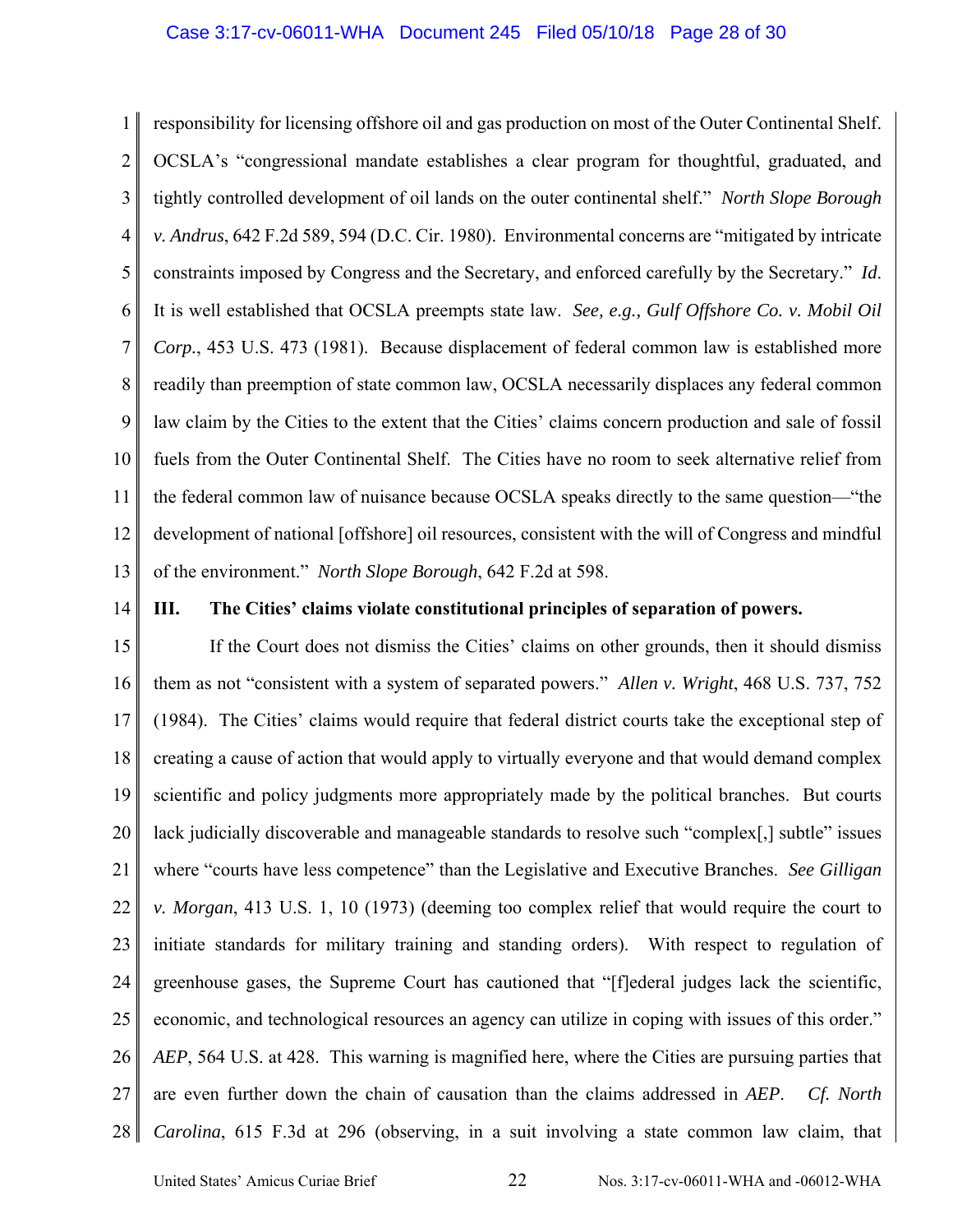responsibility for licensing offshore oil and gas production on most of the Outer Continental Shelf. OCSLA's "congressional mandate establishes a clear program for thoughtful, graduated, and tightly controlled development of oil lands on the outer continental shelf." *North Slope Borough v. Andrus*, 642 F.2d 589, 594 (D.C. Cir. 1980). Environmental concerns are "mitigated by intricate constraints imposed by Congress and the Secretary, and enforced carefully by the Secretary." *Id*. It is well established that OCSLA preempts state law. *See, e.g., Gulf Offshore Co. v. Mobil Oil Corp.*, 453 U.S. 473 (1981). Because displacement of federal common law is established more readily than preemption of state common law, OCSLA necessarily displaces any federal common law claim by the Cities to the extent that the Cities' claims concern production and sale of fossil fuels from the Outer Continental Shelf. The Cities have no room to seek alternative relief from the federal common law of nuisance because OCSLA speaks directly to the same question—"the development of national [offshore] oil resources, consistent with the will of Congress and mindful of the environment." *North Slope Borough*, 642 F.2d at 598.

## III. The Cities' claims violate constitutional principles of separation of powers.

If the Court does not dismiss the Cities' claims on other grounds, then it should dismiss them as not "consistent with a system of separated powers." *Allen v. Wright*, 468 U.S. 737, 752 (1984). The Cities' claims would require that federal district courts take the exceptional step of creating a cause of action that would apply to virtually everyone and that would demand complex scientific and policy judgments more appropriately made by the political branches. But courts lack judicially discoverable and manageable standards to resolve such "complex[,] subtle" issues where "courts have less competence" than the Legislative and Executive Branches. *See Gilligan v. Morgan*, 413 U.S. 1, 10 (1973) (deeming too complex relief that would require the court to initiate standards for military training and standing orders). With respect to regulation of greenhouse gases, the Supreme Court has cautioned that "[f]ederal judges lack the scientific, economic, and technological resources an agency can utilize in coping with issues of this order." *AEP*, 564 U.S. at 428. This warning is magnified here, where the Cities are pursuing parties that are even further down the chain of causation than the claims addressed in *AEP*. *Cf. North Carolina*, 615 F.3d at 296 (observing, in a suit involving a state common law claim, that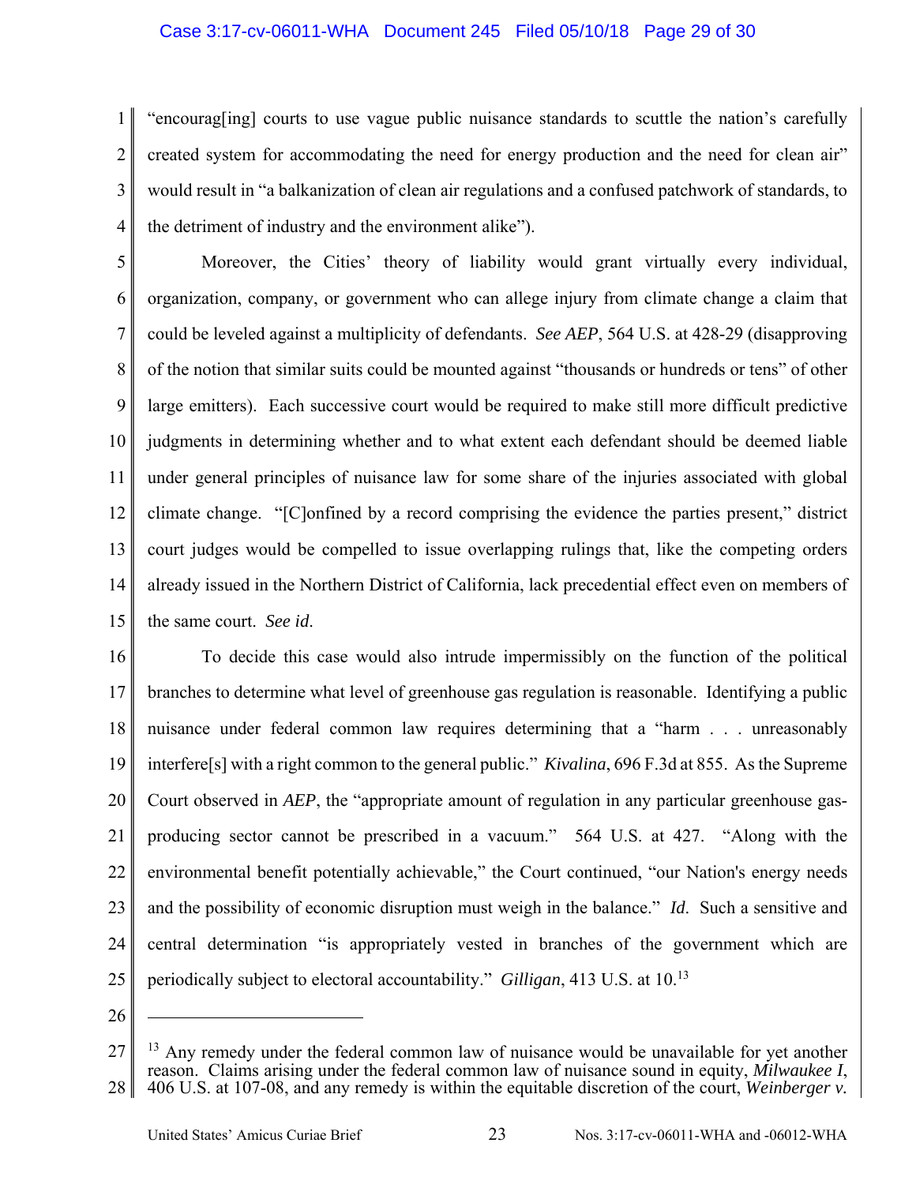"encourag[ing] courts to use vague public nuisance standards to scuttle the nation's carefully created system for accommodating the need for energy production and the need for clean air" would result in "a balkanization of clean air regulations and a confused patchwork of standards, to the detriment of industry and the environment alike").

Moreover, the Cities' theory of liability would grant virtually every individual, organization, company, or government who can allege injury from climate change a claim that could be leveled against a multiplicity of defendants. *See AEP*, 564 U.S. at 428-29 (disapproving of the notion that similar suits could be mounted against "thousands or hundreds or tens" of other large emitters). Each successive court would be required to make still more difficult predictive judgments in determining whether and to what extent each defendant should be deemed liable under general principles of nuisance law for some share of the injuries associated with global climate change. "[C]onfined by a record comprising the evidence the parties present," district court judges would be compelled to issue overlapping rulings that, like the competing orders already issued in the Northern District of California, lack precedential effect even on members of the same court. *See id*.

To decide this case would also intrude impermissibly on the function of the political branches to determine what level of greenhouse gas regulation is reasonable. Identifying a public nuisance under federal common law requires determining that a "harm . . . unreasonably interfere[s] with a right common to the general public." *Kivalina*, 696 F.3d at 855. As the Supreme Court observed in *AEP*, the "appropriate amount of regulation in any particular greenhouse gas-producing sector cannot be prescribed in a vacuum." 564 U.S. at 427. "Along with the environmental benefit potentially achievable," the Court continued, "our Nation's energy needs and the possibility of economic disruption must weigh in the balance." *Id*. Such a sensitive and central determination "is appropriately vested in branches of the government which are periodically subject to electoral accountability." *Gilligan*, 413 U.S. at 10.[13]

---

[13] Any remedy under the federal common law of nuisance would be unavailable for yet another reason. Claims arising under the federal common law of nuisance sound in equity, *Milwaukee I*, 406 U.S. at 107-08, and any remedy is within the equitable discretion of the court, *Weinberger v.*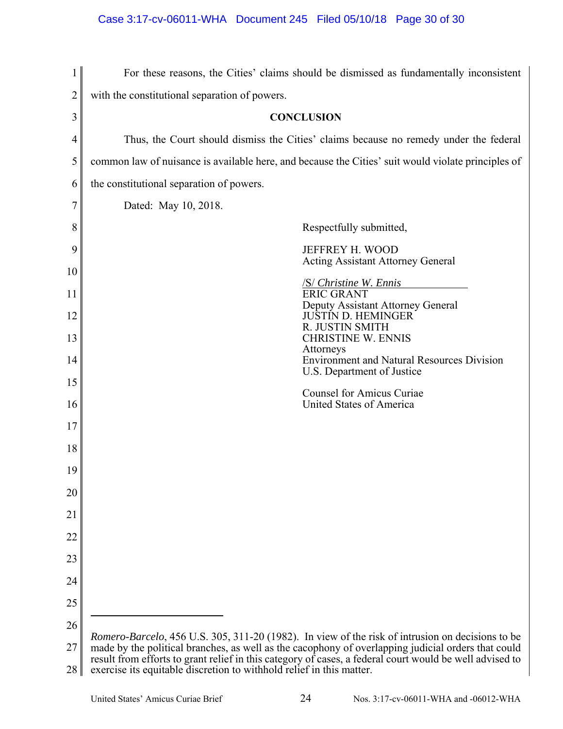For these reasons, the Cities' claims should be dismissed as fundamentally inconsistent with the constitutional separation of powers.

**CONCLUSION**

Thus, the Court should dismiss the Cities' claims because no remedy under the federal common law of nuisance is available here, and because the Cities' suit would violate principles of the constitutional separation of powers.

Dated: May 10, 2018.

Respectfully submitted,

JEFFREY H. WOOD
Acting Assistant Attorney General

/S/ *Christine W. Ennis*
ERIC GRANT
Deputy Assistant Attorney General
JUSTIN D. HEMINGER
R. JUSTIN SMITH
CHRISTINE W. ENNIS
Attorneys
Environment and Natural Resources Division
U.S. Department of Justice

Counsel for Amicus Curiae
United States of America

---

*Romero-Barcelo*, 456 U.S. 305, 311-20 (1982). In view of the risk of intrusion on decisions to be made by the political branches, as well as the cacophony of overlapping judicial orders that could result from efforts to grant relief in this category of cases, a federal court would be well advised to exercise its equitable discretion to withhold relief in this matter.